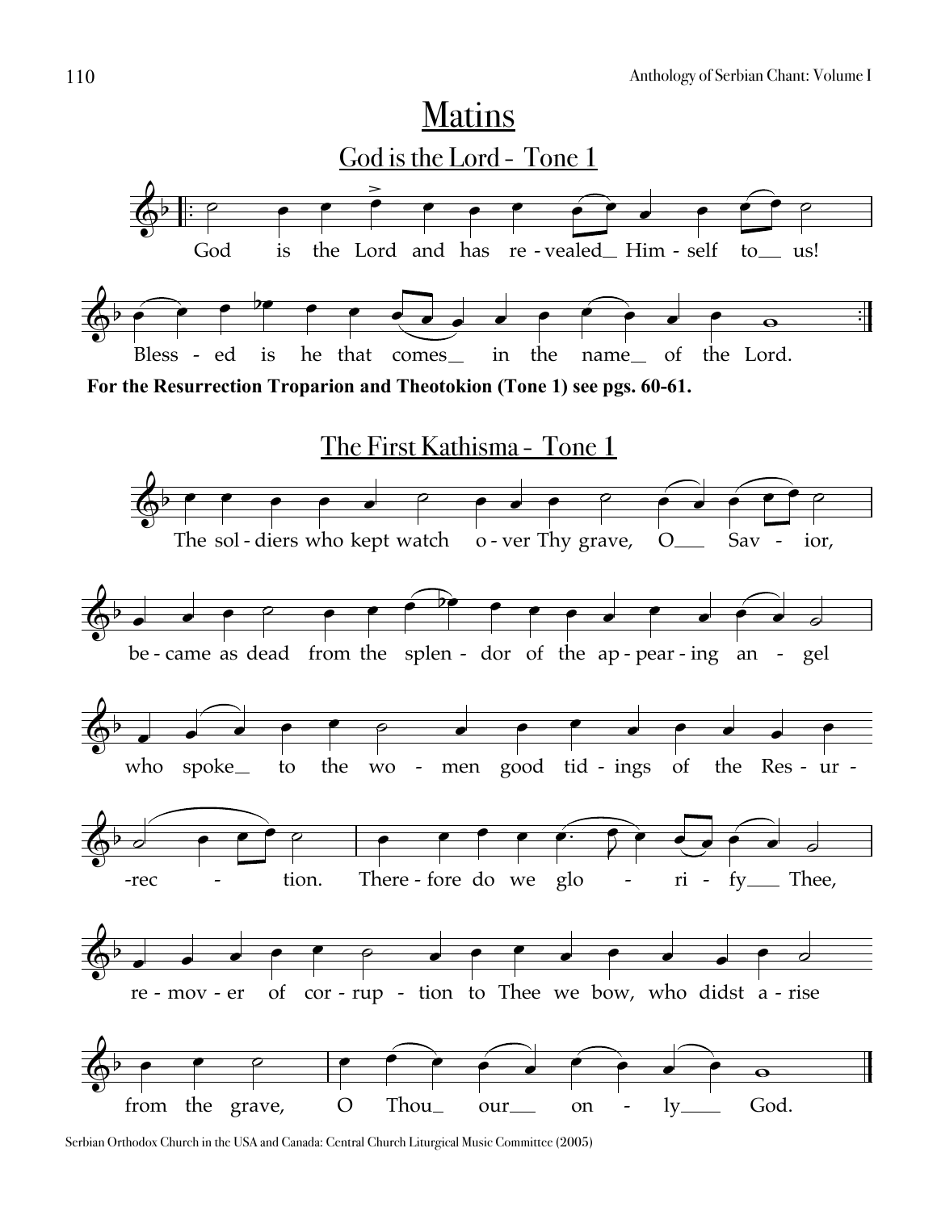# Matins

## God is the Lord - Tone 1

God is the Lord and has re - vealed Him - self to us!

Bless - ed is he that comes in the name of the Lord.

**For the Resurrection Troparion and Theotokion (Tone 1) see pgs. 60-61.**

## The First Kathisma - Tone 1

The sol - diers who kept watch o - ver Thy grave, O Sav - ior,

be - came as dead from the splen - dor of the ap - pear - ing an - gel

who spoke to the wo - men good tid - ings of the Res - ur -

-rec - tion. There - fore do we glo - ri - fy Thee,

re - mov - er of cor - rup - tion to Thee we bow, who didst a - rise

from the grave, O Thou our on - ly God.

Serbian Orthodox Church in the USA and Canada: Central Church Liturgical Music Committee (2005)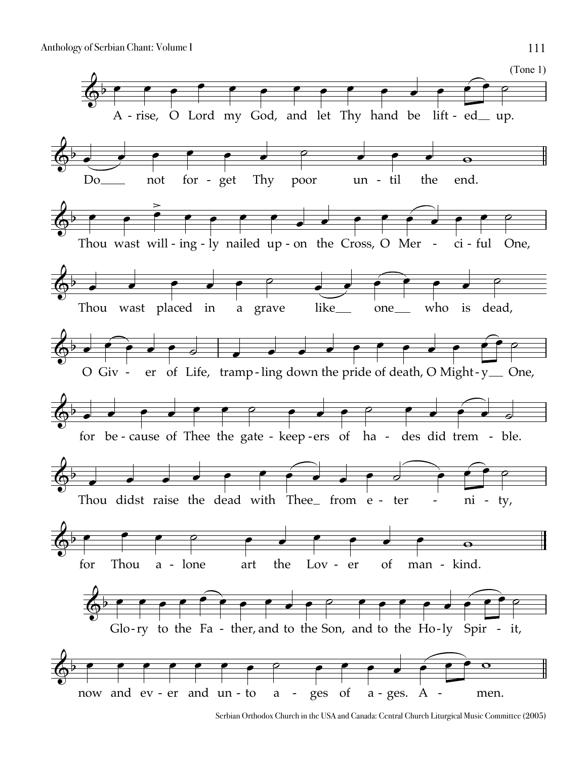(Tone 1)

A - rise, O Lord my God, and let Thy hand be lift - ed up.

Do not for - get Thy poor un - til the end.

Thou wast will - ing - ly nailed up - on the Cross, O Mer - ci - ful One,

Thou wast placed in a grave like one who is dead,

O Giv - er of Life, tramp - ling down the pride of death, O Might - y One,

for be - cause of Thee the gate - keep - ers of ha - des did trem - ble.

Thou didst raise the dead with Thee from e - ter - ni - ty,

for Thou a - lone art the Lov - er of man - kind.

Glo - ry to the Fa - ther, and to the Son, and to the Ho - ly Spir - it,

now and ev - er and un - to a - ges of a - ges. A - men.

Serbian Orthodox Church in the USA and Canada: Central Church Liturgical Music Committee (2005)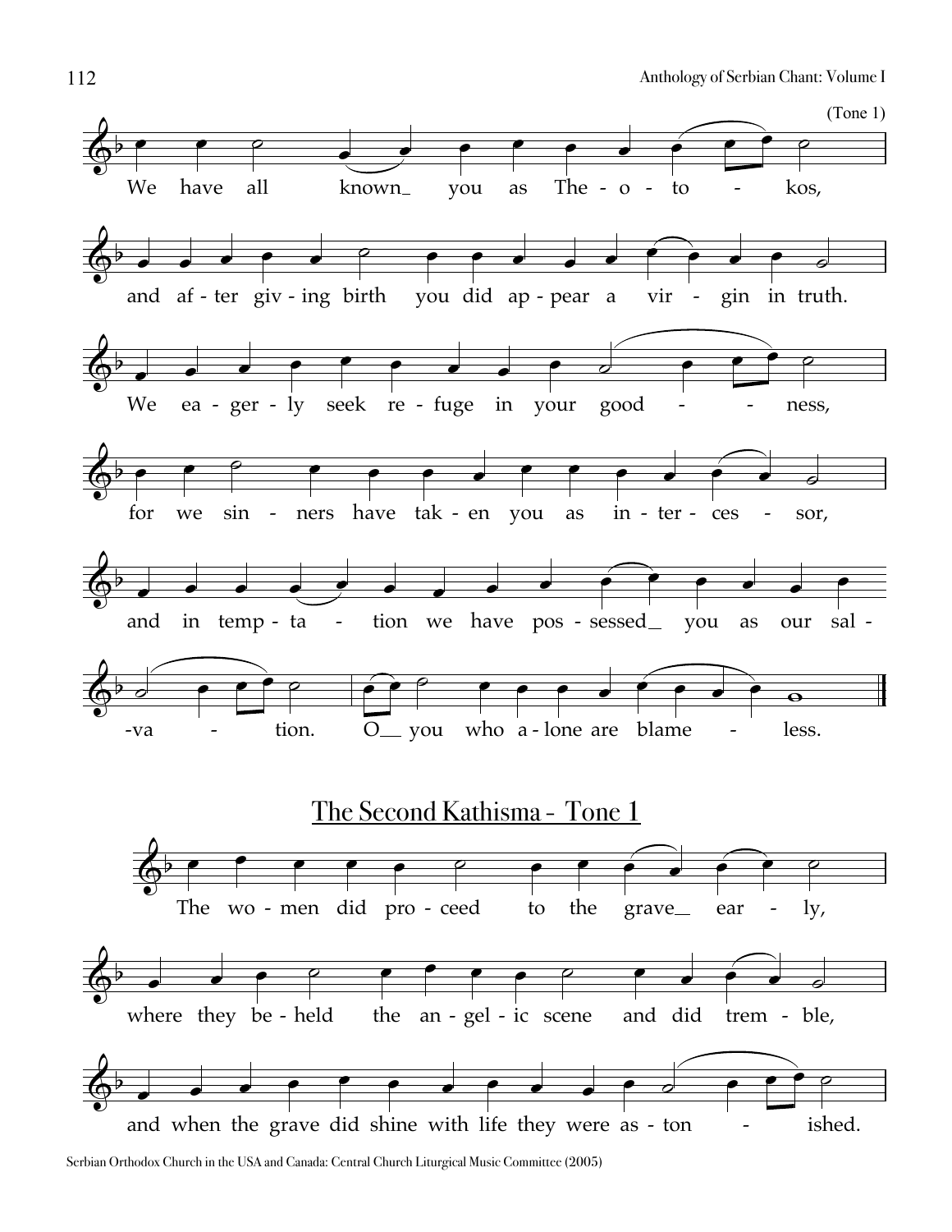(Tone 1)

We have all known you as The-o-to-kos,

and af-ter giv-ing birth you did ap-pear a vir-gin in truth.

We ea-ger-ly seek re-fuge in your good-ness,

for we sin-ners have tak-en you as in-ter-ces-sor,

and in temp-ta-tion we have pos-sessed you as our sal-va-tion.

O you who a-lone are blame-less.

## The Second Kathisma - Tone 1

The wo-men did pro-ceed to the grave ear-ly,

where they be-held the an-gel-ic scene and did trem-ble,

and when the grave did shine with life they were as-ton-ished.

Serbian Orthodox Church in the USA and Canada: Central Church Liturgical Music Committee (2005)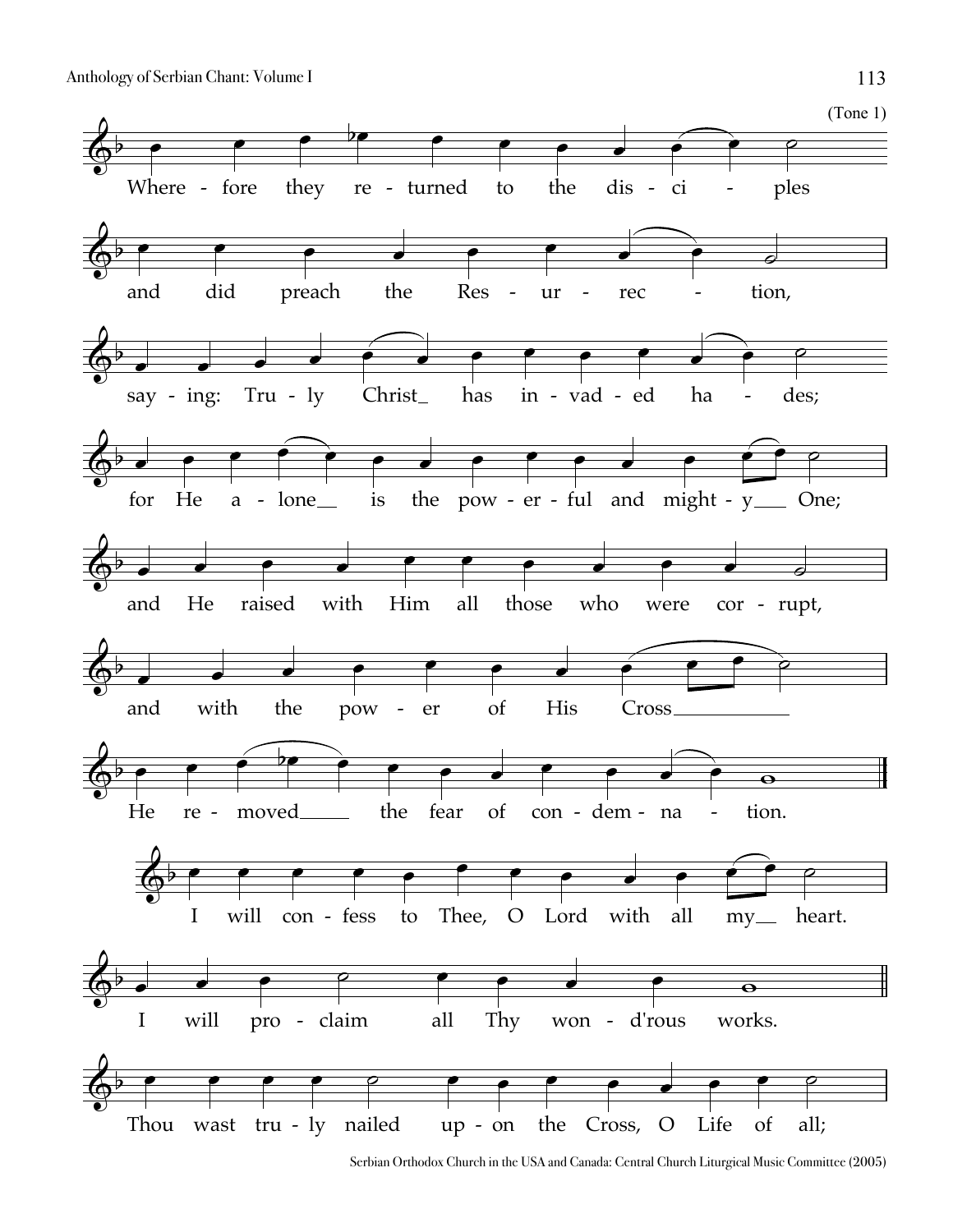(Tone 1)

Where - fore they re - turned to the dis - ci - ples

and did preach the Res - ur - rec - tion,

say - ing: Tru - ly Christ_ has in - vad - ed ha - des;

for He a - lone__ is the pow - er - ful and might - y___ One;

and He raised with Him all those who were cor - rupt,

and with the pow - er of His Cross___________

He re - moved_____ the fear of con - dem - na - tion.

I will con - fess to Thee, O Lord with all my__ heart.

I will pro - claim all Thy won - d'rous works.

Thou wast tru - ly nailed up - on the Cross, O Life of all;

Serbian Orthodox Church in the USA and Canada: Central Church Liturgical Music Committee (2005)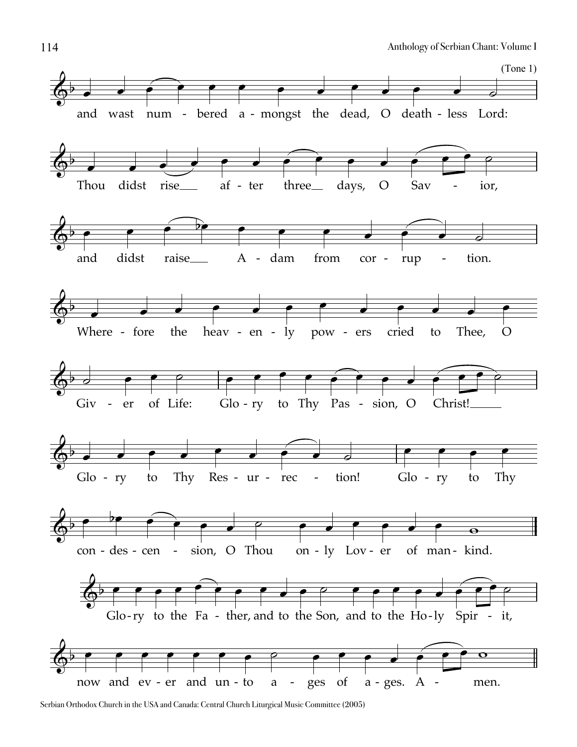(Tone 1)

and wast num - bered a - mongst the dead, O death - less Lord:

Thou didst rise\_\_ af - ter three\_\_ days, O Sav - ior,

and didst raise\_\_ A - dam from cor - rup - tion.

Where - fore the heav - en - ly pow - ers cried to Thee, O

Giv - er of Life: Glo - ry to Thy Pas - sion, O Christ!\_\_

Glo - ry to Thy Res - ur - rec - tion! Glo - ry to Thy

con - des - cen - sion, O Thou on - ly Lov - er of man - kind.

Glo - ry to the Fa - ther, and to the Son, and to the Ho - ly Spir - it,

now and ev - er and un - to a - ges of a - ges. A - men.

Serbian Orthodox Church in the USA and Canada: Central Church Liturgical Music Committee (2005)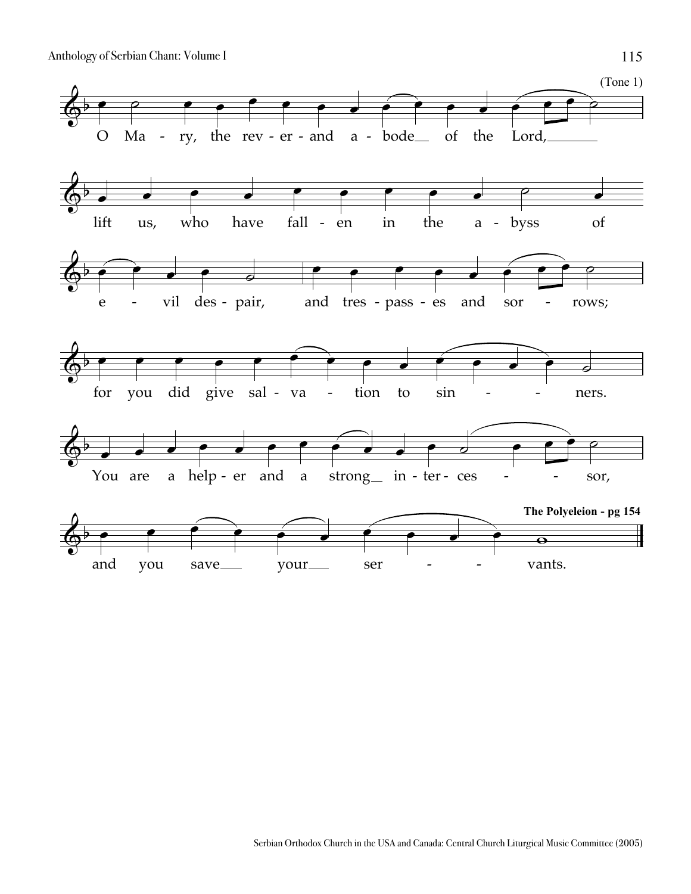(Tone 1)

O Ma - ry, the rev - er - and a - bode__ of the Lord,______

lift us, who have fall - en in the a - byss of

e - vil des - pair, and tres - pass - es and sor - rows;

for you did give sal - va - tion to sin - - ners.

You are a help - er and a strong__ in - ter - ces - - sor,

and you save___ your___ ser - - vants.

**The Polyeleion - pg 154**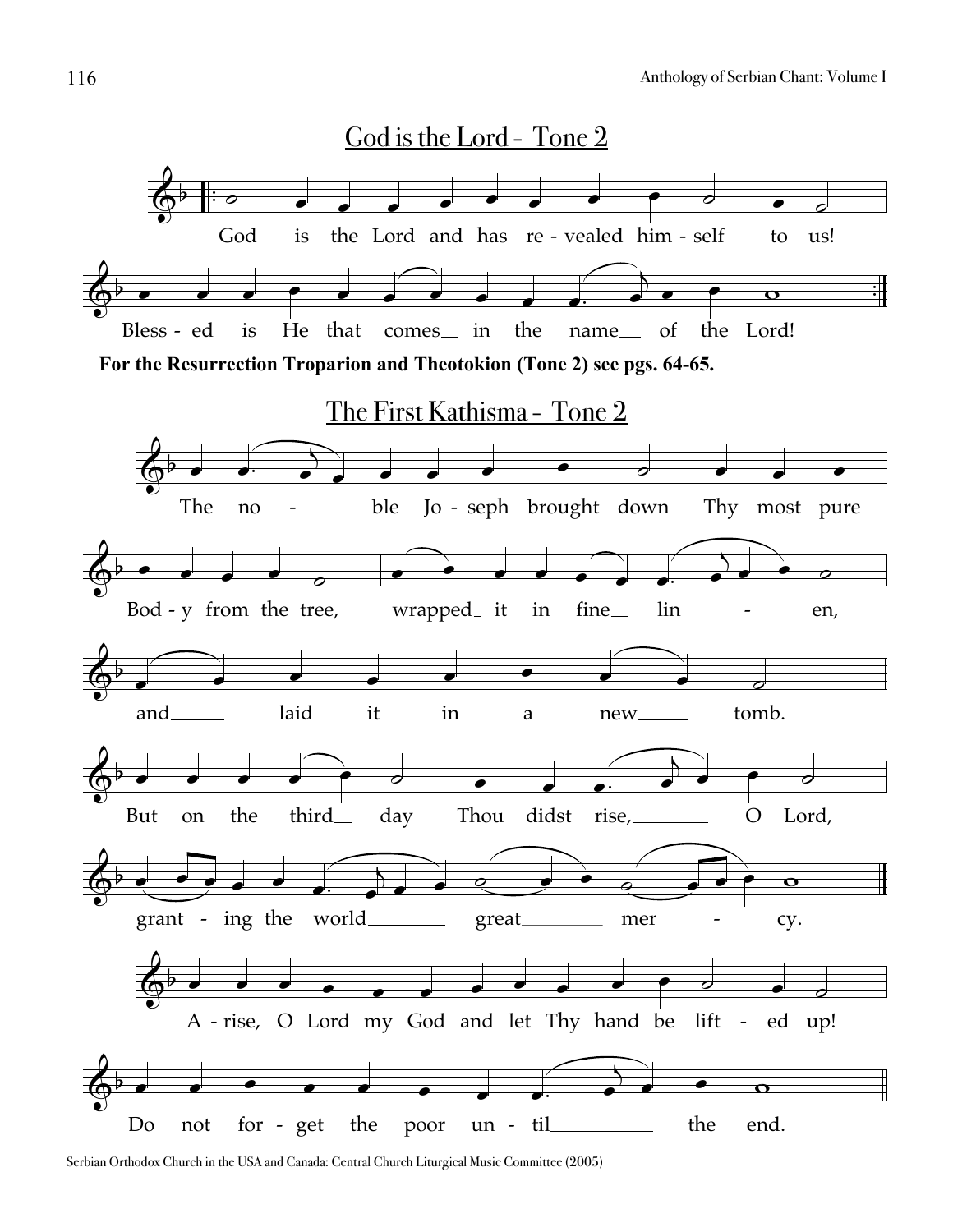## God is the Lord - Tone 2

God is the Lord and has re - vealed him - self to us!

Bless - ed is He that comes in the name of the Lord!

**For the Resurrection Troparion and Theotokion (Tone 2) see pgs. 64-65.**

## The First Kathisma - Tone 2

The no - ble Jo - seph brought down Thy most pure

Bod - y from the tree, wrapped it in fine lin - en,

and laid it in a new tomb.

But on the third day Thou didst rise, O Lord,

grant - ing the world great mer - cy.

A - rise, O Lord my God and let Thy hand be lift - ed up!

Do not for - get the poor un - til the end.

Serbian Orthodox Church in the USA and Canada: Central Church Liturgical Music Committee (2005)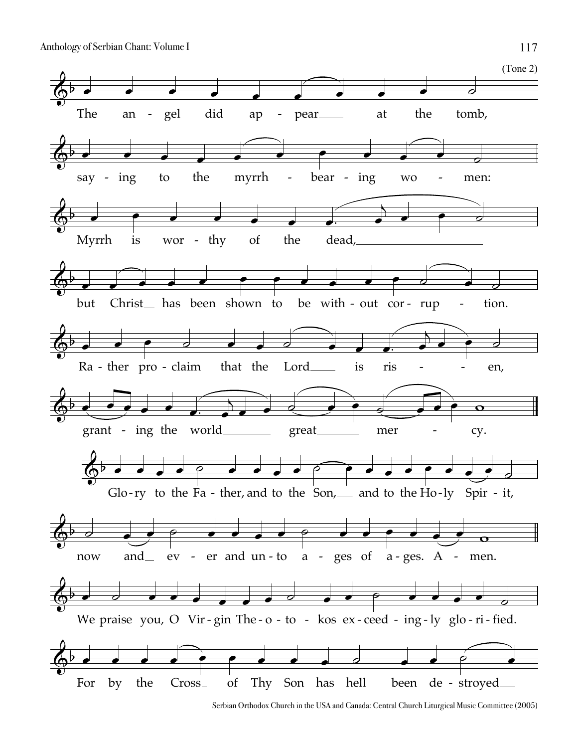(Tone 2)

The an - gel did ap - pear at the tomb,

say - ing to the myrrh - bear - ing wo - men:

Myrrh is wor - thy of the dead,

but Christ has been shown to be with - out cor - rup - tion.

Ra - ther pro - claim that the Lord is ris - en,

grant - ing the world great mer - cy.

Glo - ry to the Fa - ther, and to the Son, and to the Ho - ly Spir - it,

now and ev - er and un - to a - ges of a - ges. A - men.

We praise you, O Vir - gin The - o - to - kos ex - ceed - ing - ly glo - ri - fied.

For by the Cross of Thy Son has hell been de - stroyed

Serbian Orthodox Church in the USA and Canada: Central Church Liturgical Music Committee (2005)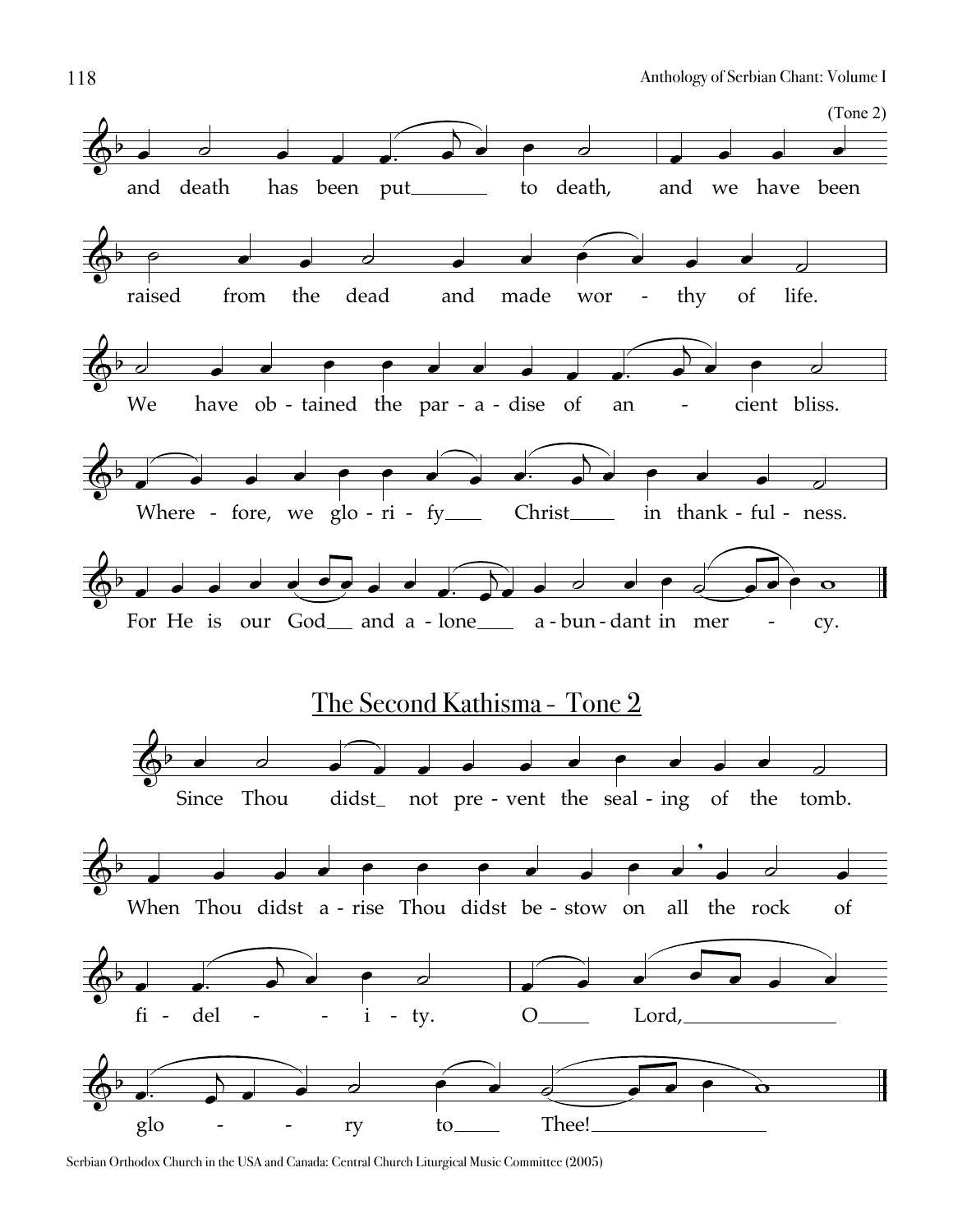(Tone 2)

and death has been put to death, and we have been raised from the dead and made wor - thy of life.

We have ob - tained the par - a - dise of an - cient bliss.

Where - fore, we glo - ri - fy Christ in thank - ful - ness.

For He is our God and a - lone a - bun - dant in mer - cy.

## The Second Kathisma - Tone 2

Since Thou didst not pre - vent the seal - ing of the tomb.

When Thou didst a - rise Thou didst be - stow on all the rock of fi - del - i - ty. O Lord, glo - ry to Thee!

Serbian Orthodox Church in the USA and Canada: Central Church Liturgical Music Committee (2005)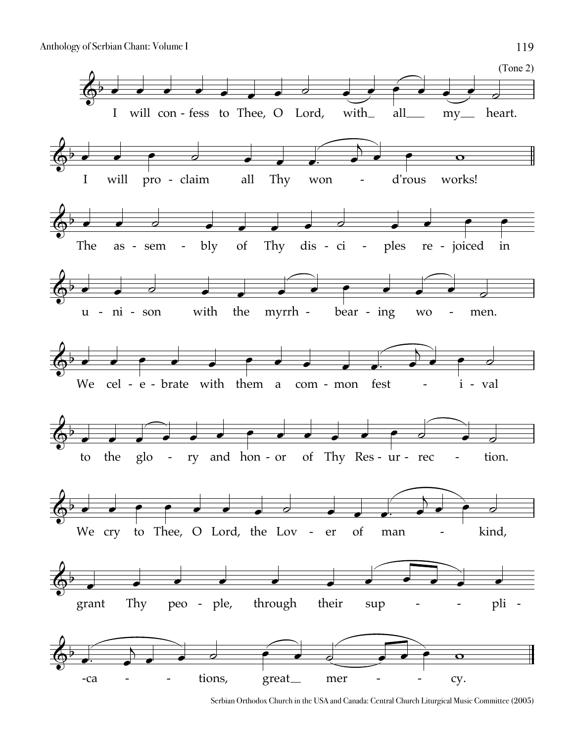(Tone 2)

I will con - fess to Thee, O Lord, with_ all__ my__ heart.

I will pro - claim all Thy won - d'rous works!

The as - sem - bly of Thy dis - ci - ples re - joiced in

u - ni - son with the myrrh - bear - ing wo - men.

We cel - e - brate with them a com - mon fest - i - val

to the glo - ry and hon - or of Thy Res - ur - rec - tion.

We cry to Thee, O Lord, the Lov - er of man - kind,

grant Thy peo - ple, through their sup - - pli -

-ca - - tions, great__ mer - - cy.

Serbian Orthodox Church in the USA and Canada: Central Church Liturgical Music Committee (2005)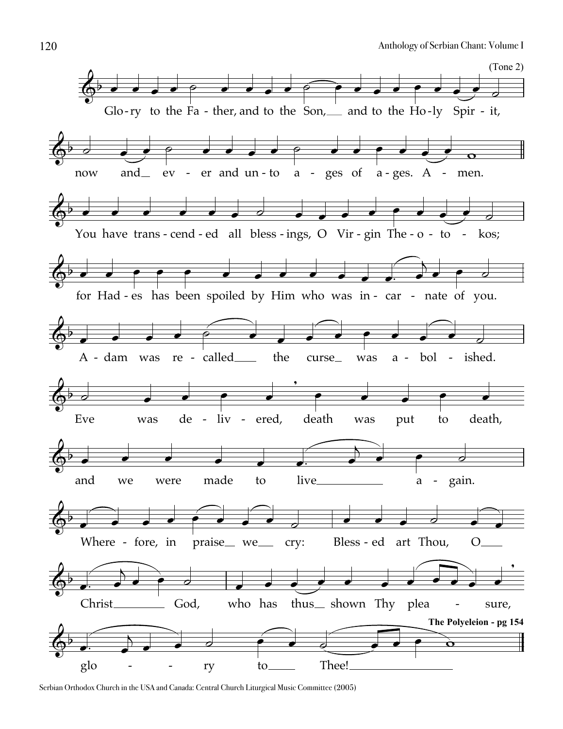(Tone 2)

Glo-ry to the Fa - ther, and to the Son, and to the Ho-ly Spir - it,

now and ev - er and un-to a - ges of a-ges. A - men.

You have trans-cend-ed all bless-ings, O Vir-gin The-o - to - kos;

for Had-es has been spoiled by Him who was in- car - nate of you.

A - dam was re - called the curse was a - bol - ished.

Eve was de - liv - ered, death was put to death,

and we were made to live a - gain.

Where - fore, in praise we cry: Bless-ed art Thou, O

Christ God, who has thus shown Thy plea - sure,

glo - - ry to Thee!

**The Polyeleion - pg 154**

Serbian Orthodox Church in the USA and Canada: Central Church Liturgical Music Committee (2005)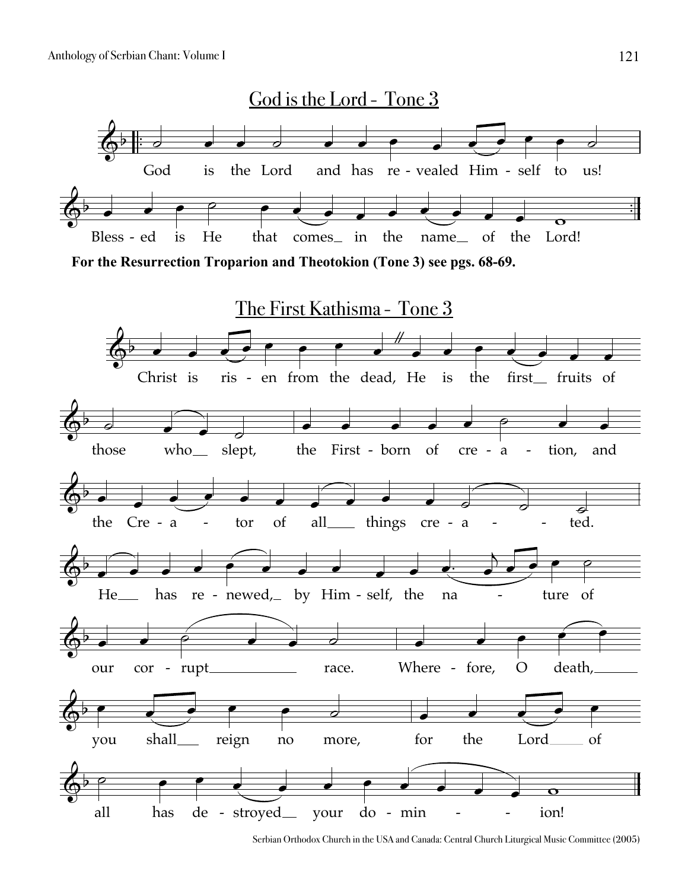## God is the Lord - Tone 3

God is the Lord and has re - vealed Him - self to us!

Bless - ed is He that comes_ in the name_ of the Lord!

**For the Resurrection Troparion and Theotokion (Tone 3) see pgs. 68-69.**

## The First Kathisma - Tone 3

Christ is ris - en from the dead, He is the first_ fruits of

those who_ slept, the First - born of cre - a - tion, and

the Cre - a - tor of all___ things cre - a - ted.

He___ has re - newed,_ by Him - self, the na - ture of

our cor - rupt___ race. Where - fore, O death,___

you shall___ reign no more, for the Lord___ of

all has de - stroyed__ your do - min - ion!

Serbian Orthodox Church in the USA and Canada: Central Church Liturgical Music Committee (2005)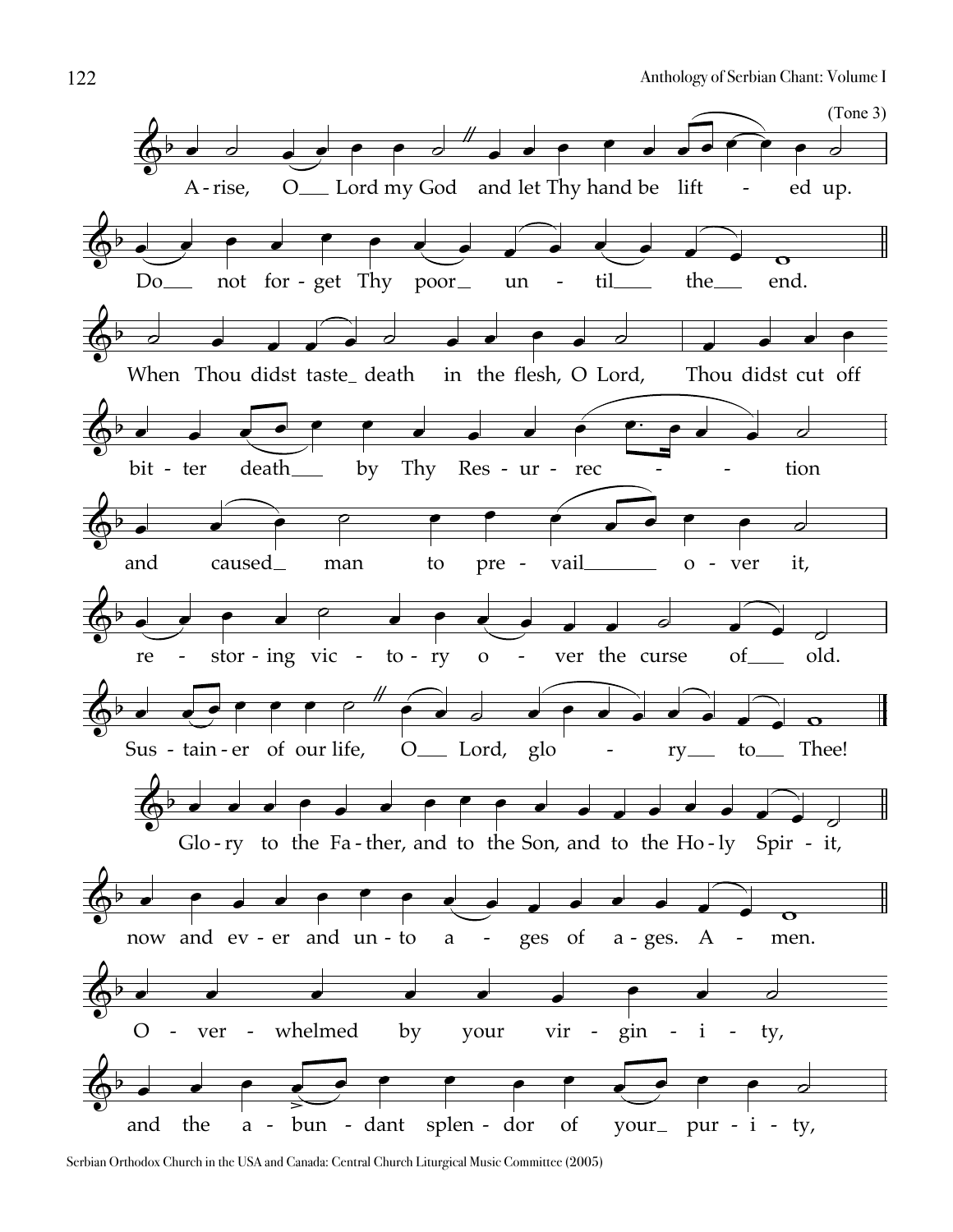(Tone 3)

A-rise, O Lord my God and let Thy hand be lift - ed up.

Do not for-get Thy poor un - til the end.

When Thou didst taste death in the flesh, O Lord, Thou didst cut off

bit-ter death by Thy Res-ur-rec - - tion

and caused man to pre-vail o-ver it,

re - stor-ing vic - to-ry o - ver the curse of old.

Sus-tain-er of our life, O Lord, glo - ry to Thee!

Glo-ry to the Fa-ther, and to the Son, and to the Ho-ly Spir-it,

now and ev-er and un-to a - ges of a-ges. A - men.

O - ver - whelmed by your vir - gin - i - ty,

and the a-bun-dant splen-dor of your pur-i-ty,

Serbian Orthodox Church in the USA and Canada: Central Church Liturgical Music Committee (2005)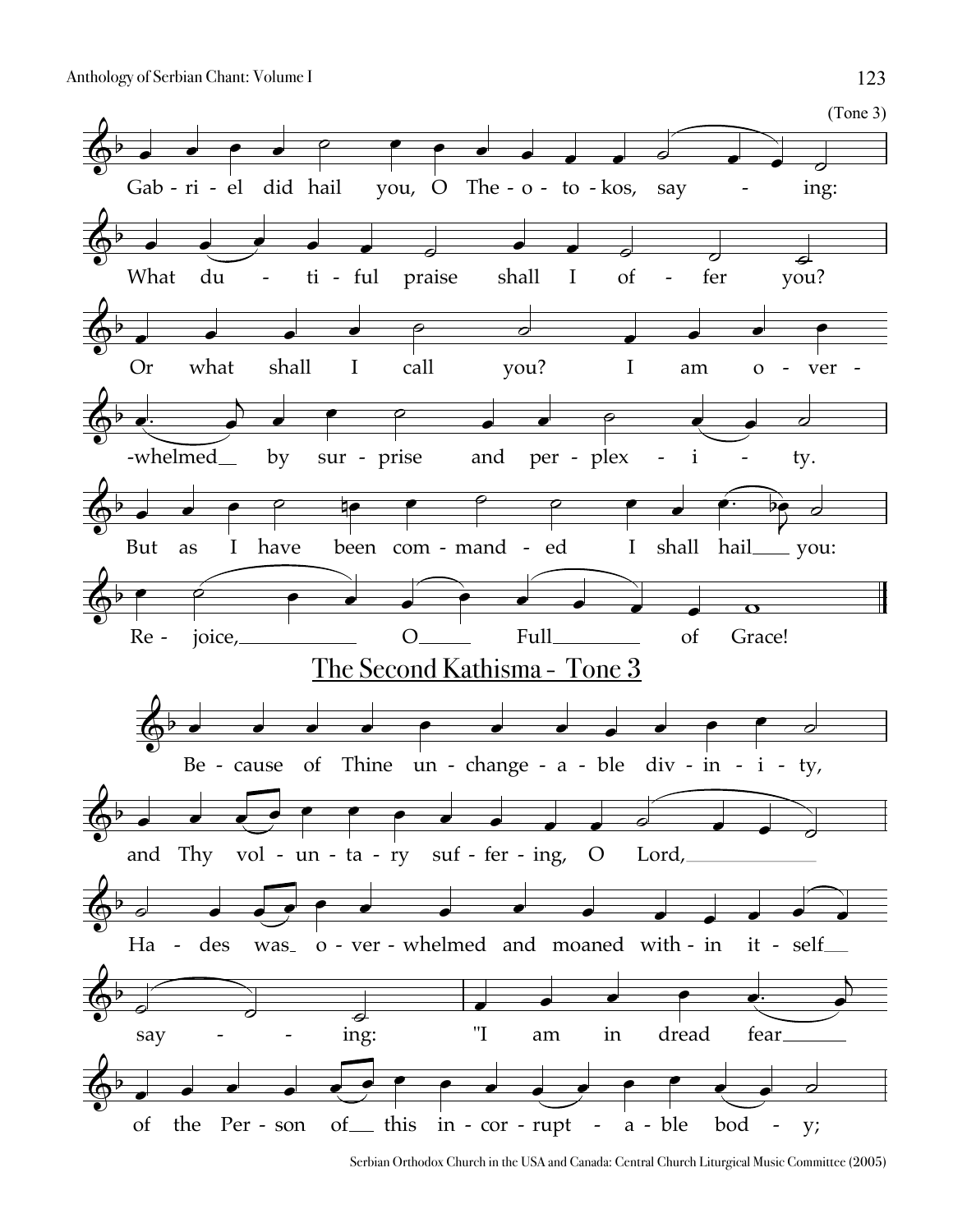(Tone 3)

Gab - ri - el did hail you, O The - o - to - kos, say - ing:

What du - ti - ful praise shall I of - fer you?

Or what shall I call you? I am o - ver -

-whelmed by sur - prise and per - plex - i - ty.

But as I have been com - mand - ed I shall hail you:

Re - joice, O Full of Grace!

## The Second Kathisma - Tone 3

Be - cause of Thine un - change - a - ble div - in - i - ty,

and Thy vol - un - ta - ry suf - fer - ing, O Lord,

Ha - des was o - ver - whelmed and moaned with - in it - self

say - ing: "I am in dread fear

of the Per - son of this in - cor - rupt - a - ble bod - y;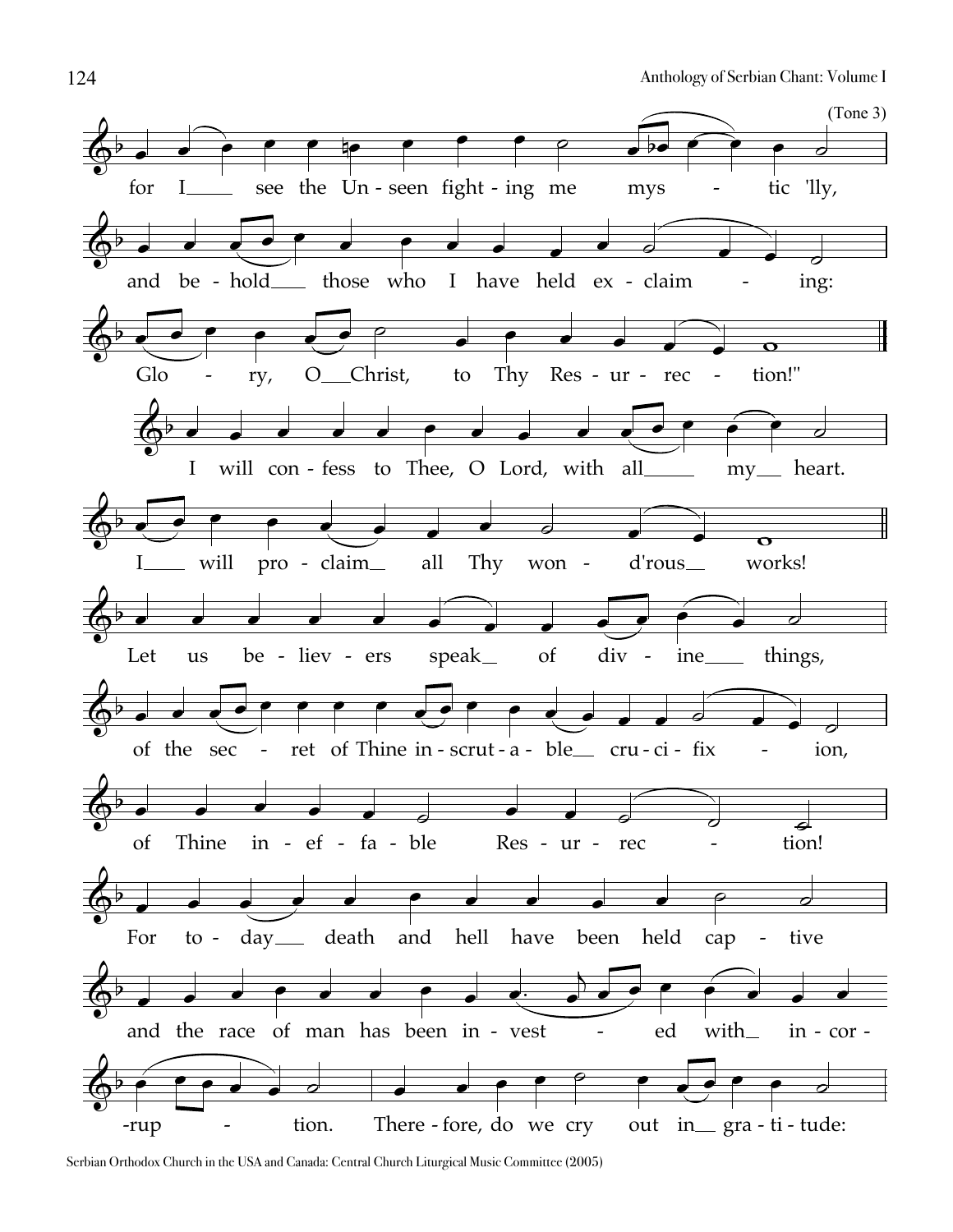(Tone 3)

for I see the Un-seen fight-ing me mys-tic 'lly,

and be-hold those who I have held ex-claim-ing:

Glo-ry, O Christ, to Thy Res-ur-rec-tion!"

I will con-fess to Thee, O Lord, with all my heart.

I will pro-claim all Thy won-d'rous works!

Let us be-liev-ers speak of div-ine things,

of the sec-ret of Thine in-scrut-a-ble cru-ci-fix-ion,

of Thine in-ef-fa-ble Res-ur-rec-tion!

For to-day death and hell have been held cap-tive

and the race of man has been in-vest-ed with in-cor-

-rup-tion. There-fore, do we cry out in gra-ti-tude:

Serbian Orthodox Church in the USA and Canada: Central Church Liturgical Music Committee (2005)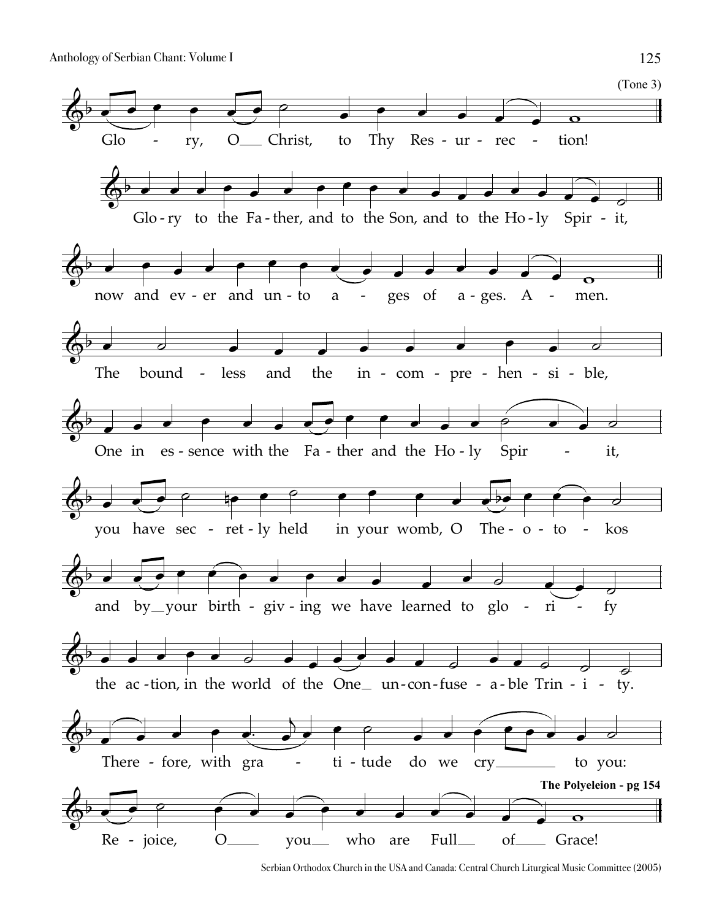(Tone 3)

Glo - ry, O Christ, to Thy Res - ur - rec - tion!

Glo - ry to the Fa - ther, and to the Son, and to the Ho - ly Spir - it,

now and ev - er and un - to a - ges of a - ges. A - men.

The bound - less and the in - com - pre - hen - si - ble,

One in es - sence with the Fa - ther and the Ho - ly Spir - it,

you have sec - ret - ly held in your womb, O The - o - to - kos

and by your birth - giv - ing we have learned to glo - ri - fy

the ac - tion, in the world of the One un - con - fuse - a - ble Trin - i - ty.

There - fore, with gra - ti - tude do we cry to you:

**The Polyeleion - pg 154**

Re - joice, O you who are Full of Grace!

Serbian Orthodox Church in the USA and Canada: Central Church Liturgical Music Committee (2005)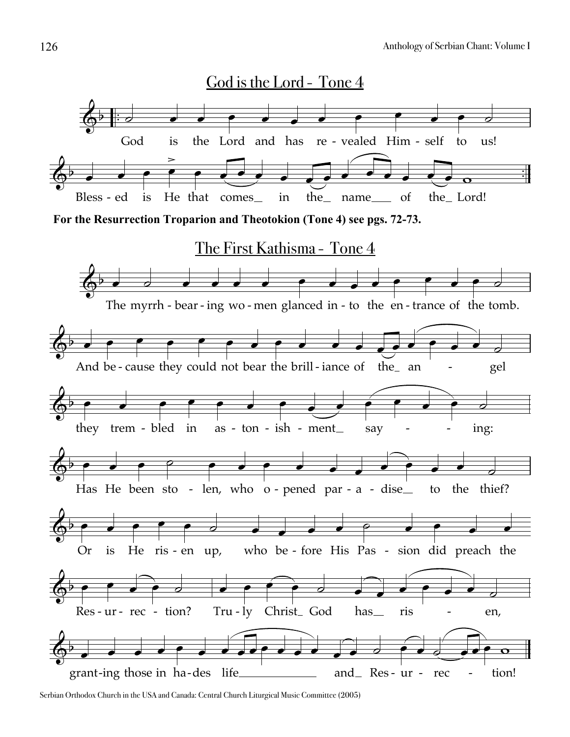## God is the Lord - Tone 4

God is the Lord and has re - vealed Him - self to us!

Bless - ed is He that comes_ in the_ name___ of the_ Lord!

**For the Resurrection Troparion and Theotokion (Tone 4) see pgs. 72-73.**

## The First Kathisma - Tone 4

The myrrh - bear - ing wo - men glanced in - to the en - trance of the tomb.

And be - cause they could not bear the brill - iance of the_ an - gel

they trem - bled in as - ton - ish - ment_ say - ing:

Has He been sto - len, who o - pened par - a - dise_ to the thief?

Or is He ris - en up, who be - fore His Pas - sion did preach the

Res - ur - rec - tion? Tru - ly Christ_ God has_ ris - en,

grant-ing those in ha-des life___________ and_ Res - ur - rec - tion!

Serbian Orthodox Church in the USA and Canada: Central Church Liturgical Music Committee (2005)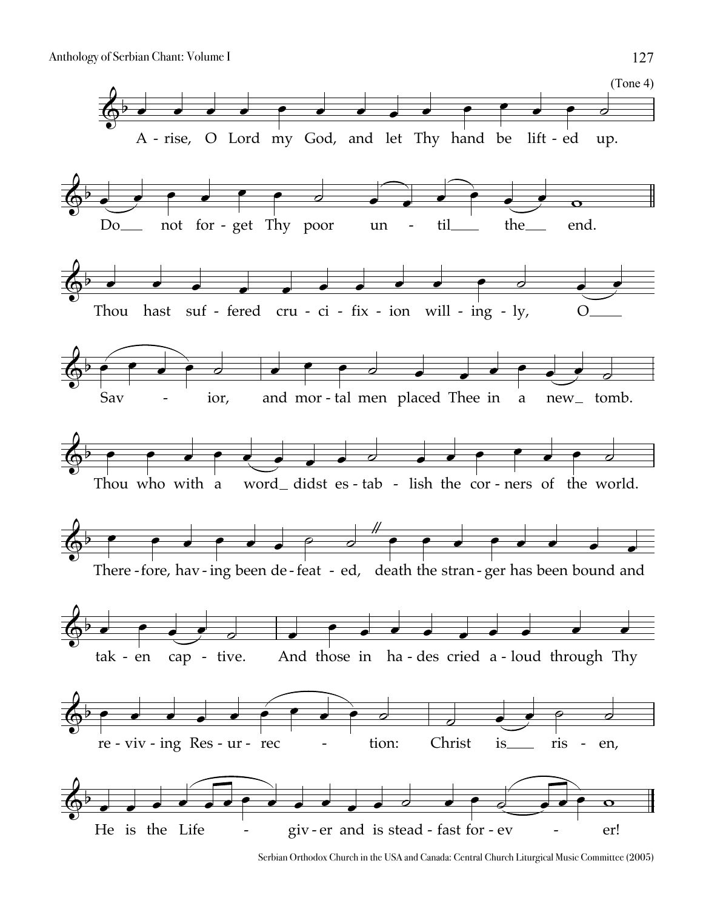(Tone 4)

A - rise, O Lord my God, and let Thy hand be lift - ed up.

Do___ not for - get Thy poor un - til___ the___ end.

Thou hast suf - fered cru - ci - fix - ion will - ing - ly, O____

Sav - ior, and mor - tal men placed Thee in a new_ tomb.

Thou who with a word_ didst es - tab - lish the cor - ners of the world.

There - fore, hav - ing been de - feat - ed, // death the stran - ger has been bound and

tak - en cap - tive. And those in ha - des cried a - loud through Thy

re - viv - ing Res - ur - rec - tion: Christ is___ ris - en,

He is the Life - giv - er and is stead - fast for - ev - er!

Serbian Orthodox Church in the USA and Canada: Central Church Liturgical Music Committee (2005)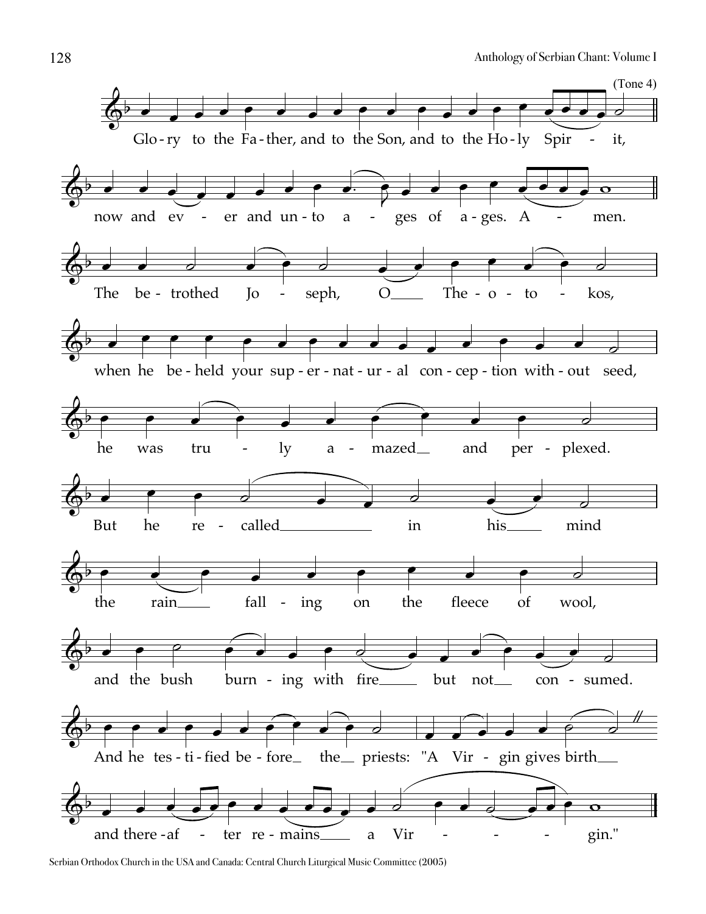(Tone 4)

Glo-ry to the Fa-ther, and to the Son, and to the Ho-ly Spir - it,

now and ev - er and un-to a - ges of a-ges. A - men.

The be-trothed Jo - seph, O___ The-o-to - kos,

when he be-held your sup-er-nat-ur-al con-cep-tion with-out seed,

he was tru - ly a - mazed__ and per-plexed.

But he re - called___________ in his____ mind

the rain____ fall - ing on the fleece of wool,

and the bush burn - ing with fire_____ but not__ con - sumed.

And he tes-ti-fied be-fore_ the__ priests: "A Vir - gin gives birth___

and there-af - ter re-mains_____ a Vir - - - gin."

Serbian Orthodox Church in the USA and Canada: Central Church Liturgical Music Committee (2005)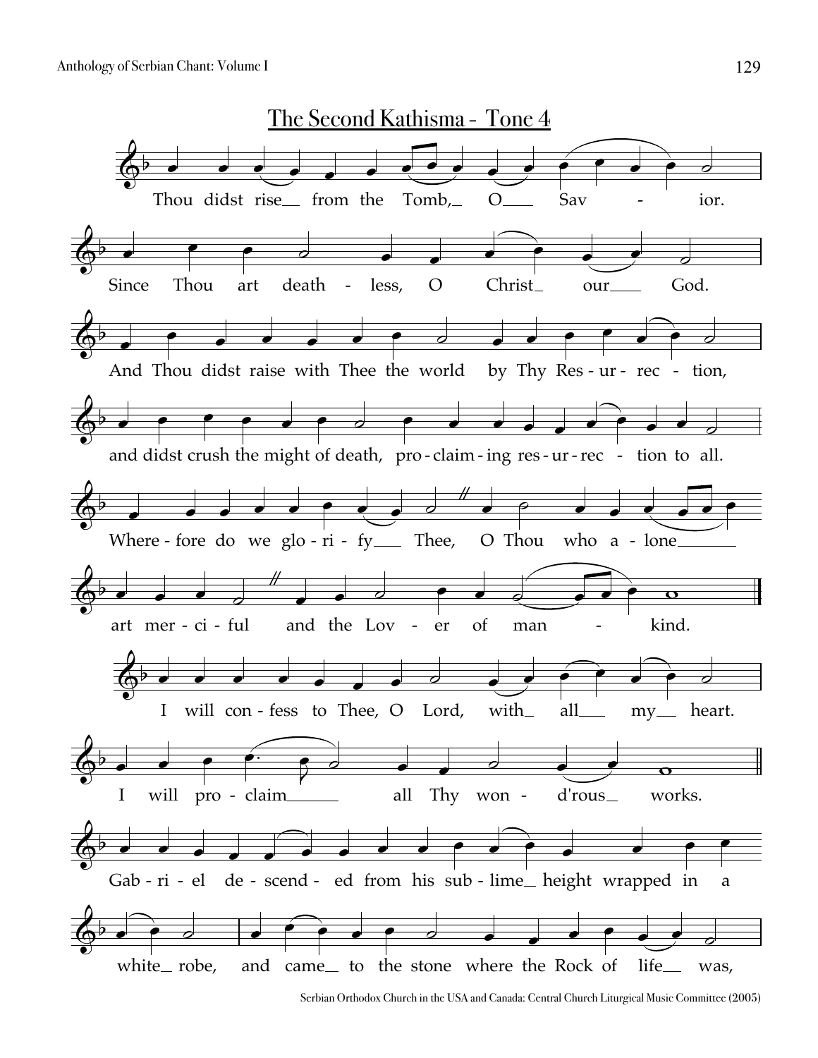## The Second Kathisma - Tone 4

Thou didst rise from the Tomb, O Savior.

Since Thou art deathless, O Christ our God.

And Thou didst raise with Thee the world by Thy Resurrection,

and didst crush the might of death, proclaiming resurrection to all.

Wherefore do we glorify Thee, O Thou who alone

art merciful and the Lover of mankind.

I will confess to Thee, O Lord, with all my heart.

I will proclaim all Thy wondrous works.

Gabriel descended from his sublime height wrapped in a

white robe, and came to the stone where the Rock of life was,

Serbian Orthodox Church in the USA and Canada: Central Church Liturgical Music Committee (2005)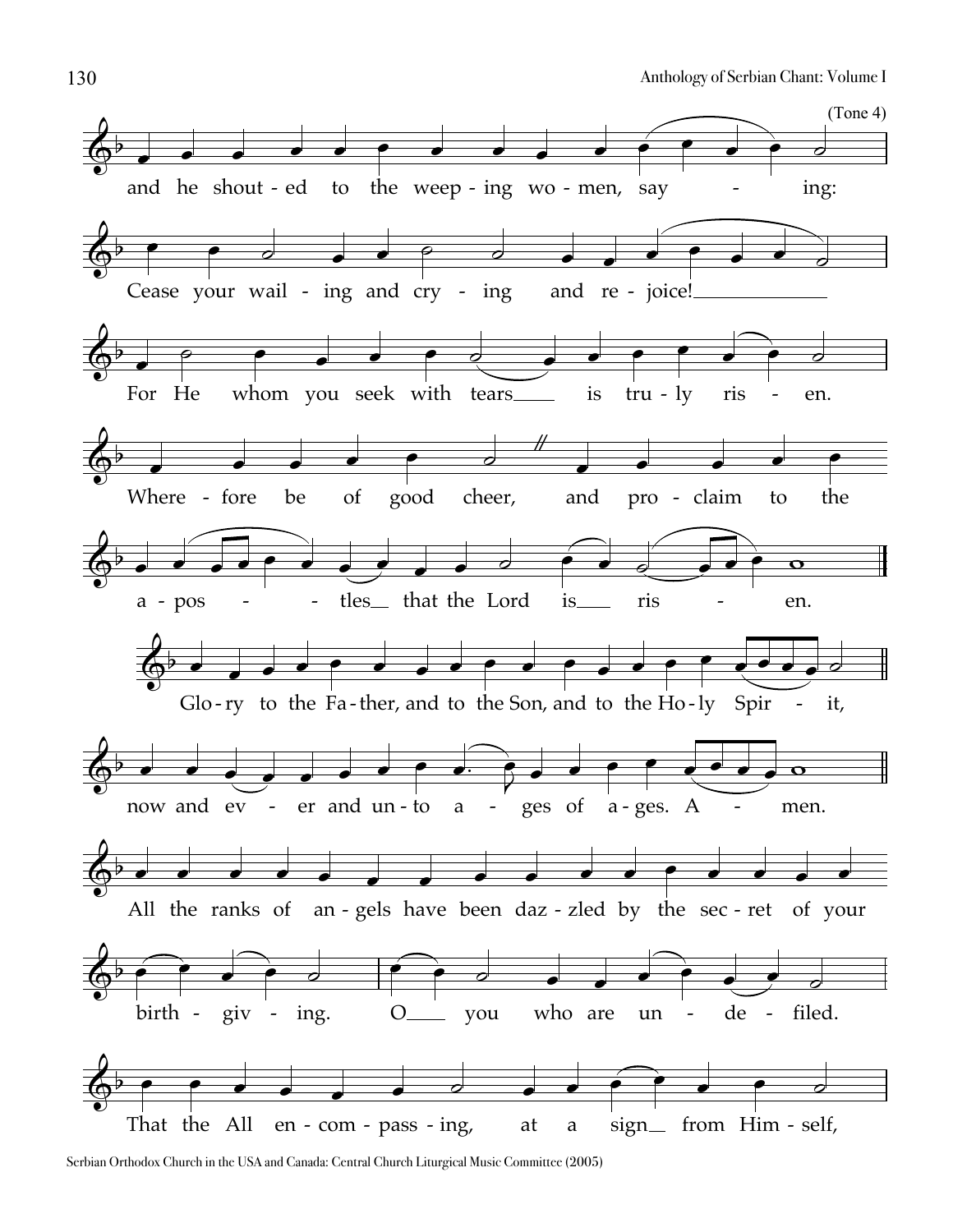(Tone 4)

and he shout - ed to the weep - ing wo - men, say - ing:

Cease your wail - ing and cry - ing and re - joice!

For He whom you seek with tears is tru - ly ris - en.

Where - fore be of good cheer, and pro - claim to the

a - pos - tles that the Lord is ris - en.

Glo - ry to the Fa - ther, and to the Son, and to the Ho - ly Spir - it,

now and ev - er and un - to a - ges of a - ges. A - men.

All the ranks of an - gels have been daz - zled by the sec - ret of your

birth - giv - ing. O you who are un - de - filed.

That the All en - com - pass - ing, at a sign from Him - self,

Serbian Orthodox Church in the USA and Canada: Central Church Liturgical Music Committee (2005)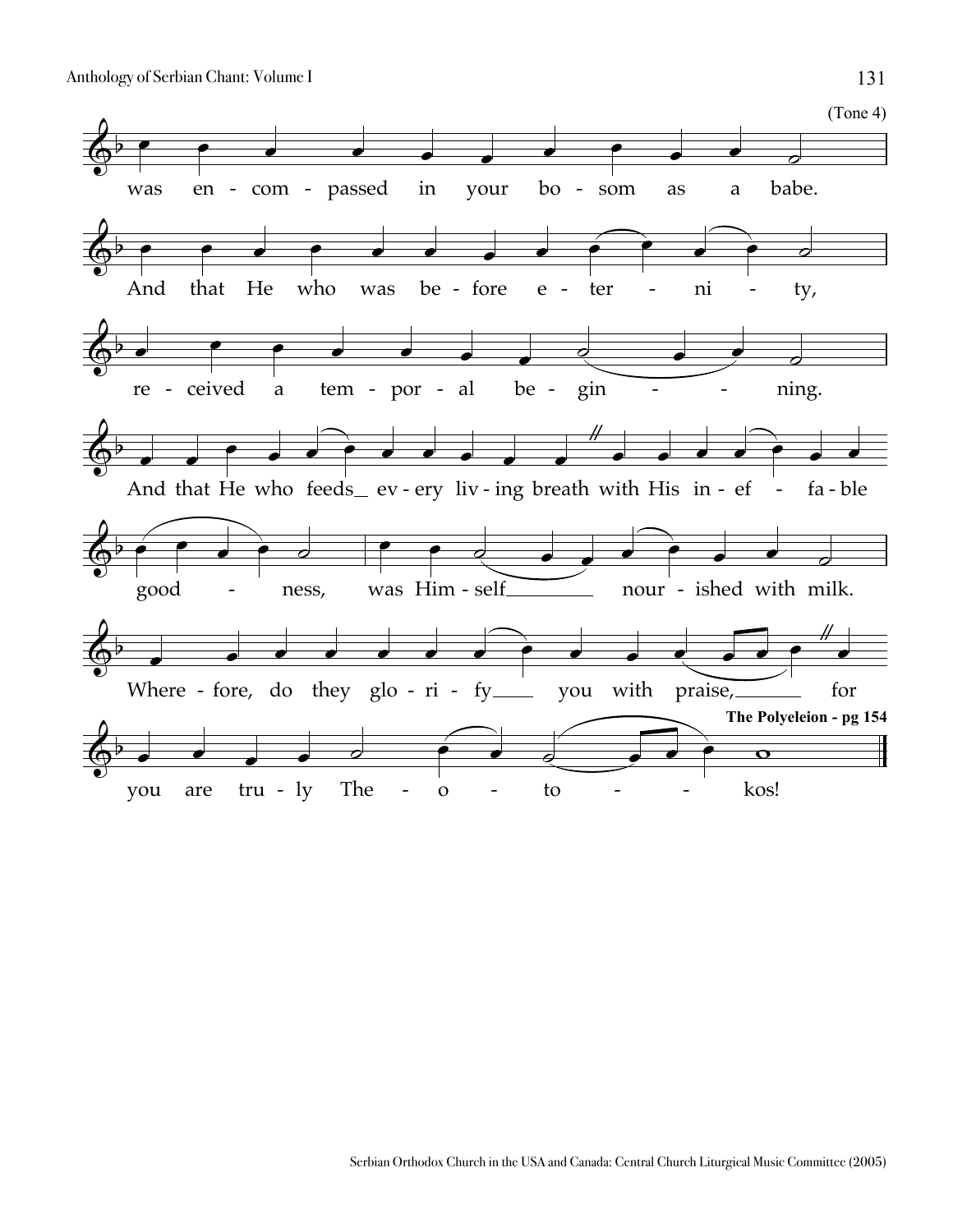(Tone 4)

was en - com - passed in your bo - som as a babe.

And that He who was be - fore e - ter - ni - ty,

re - ceived a tem - por - al be - gin - - ning.

And that He who feeds_ ev - ery liv - ing breath with His in - ef - fa - ble

good - ness, was Him - self_______ nour - ished with milk.

Where - fore, do they glo - ri - fy____ you with praise,______ for

**The Polyeleion - pg 154**

you are tru - ly The - o - to - - kos!

Serbian Orthodox Church in the USA and Canada: Central Church Liturgical Music Committee (2005)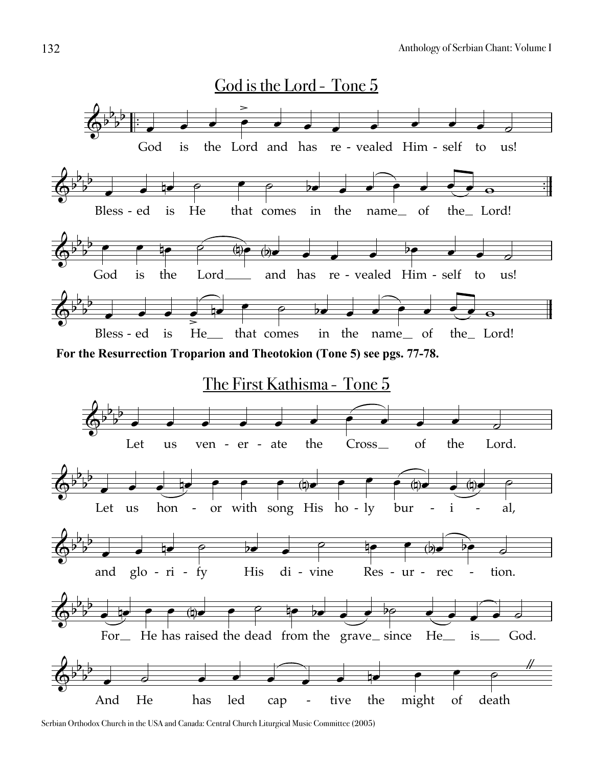## God is the Lord - Tone 5

God is the Lord and has re - vealed Him - self to us!

Bless - ed is He that comes in the name_ of the_ Lord!

God is the Lord____ and has re - vealed Him - self to us!

Bless - ed is He__ that comes in the name_ of the_ Lord!

**For the Resurrection Troparion and Theotokion (Tone 5) see pgs. 77-78.**

## The First Kathisma - Tone 5

Let us ven - er - ate the Cross__ of the Lord.

Let us hon - or with song His ho - ly bur - i - al,

and glo - ri - fy His di - vine Res - ur - rec - tion.

For__ He has raised the dead from the grave_ since He__ is___ God.

And He has led cap - tive the might of death //

Serbian Orthodox Church in the USA and Canada: Central Church Liturgical Music Committee (2005)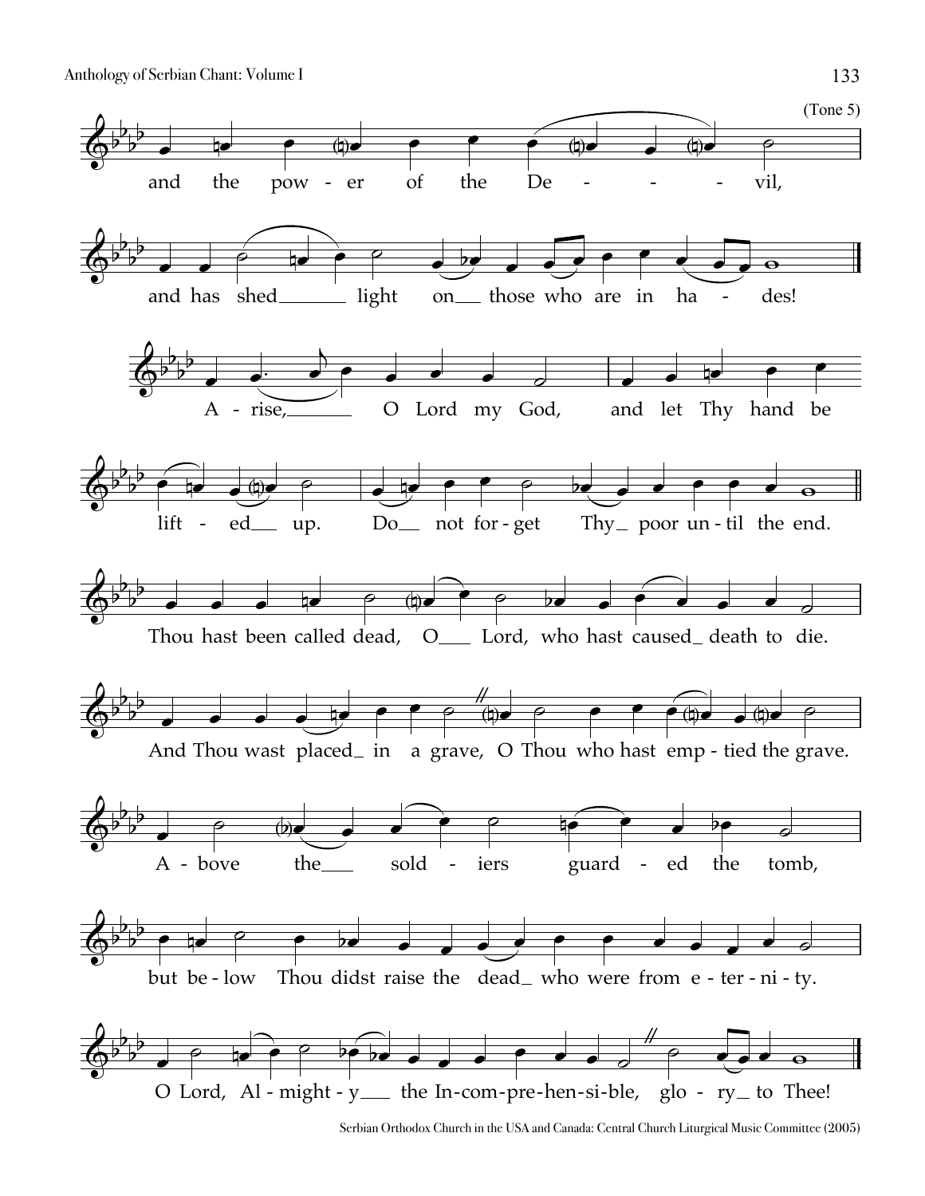(Tone 5)

and the pow - er of the De - - - vil,

and has shed light on those who are in ha - des!

A - rise, O Lord my God, and let Thy hand be

lift - ed up. Do not for - get Thy poor un - til the end.

Thou hast been called dead, O Lord, who hast caused death to die.

And Thou wast placed in a grave, O Thou who hast emp - tied the grave.

A - bove the sold - iers guard - ed the tomb,

but be - low Thou didst raise the dead who were from e - ter - ni - ty.

O Lord, Al - might - y the In - com - pre - hen - si - ble, glo - ry to Thee!

Serbian Orthodox Church in the USA and Canada: Central Church Liturgical Music Committee (2005)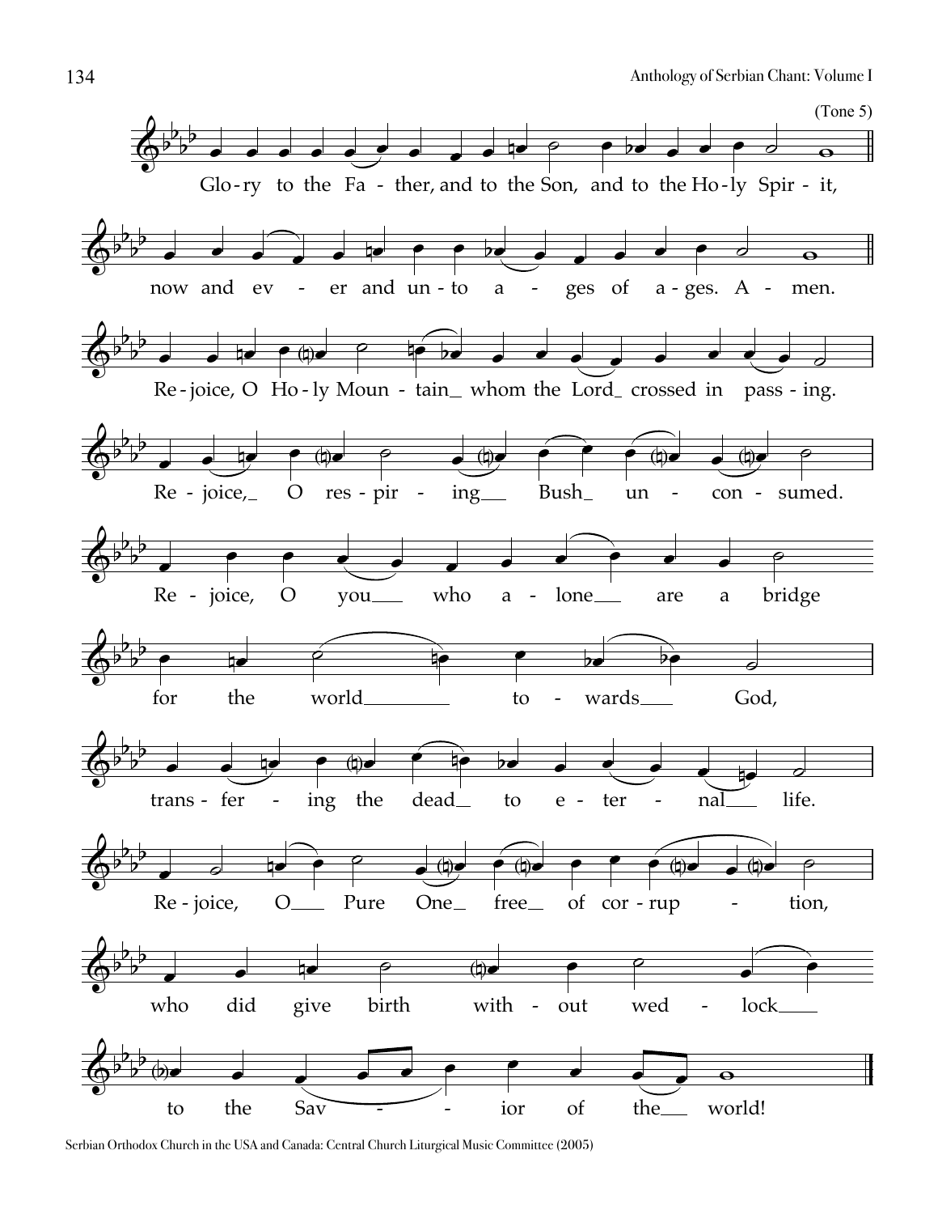(Tone 5)

Glo-ry to the Fa - ther, and to the Son, and to the Ho-ly Spir - it,

now and ev - er and un-to a - ges of a-ges. A - men.

Re-joice, O Ho-ly Moun - tain whom the Lord crossed in pass-ing.

Re - joice, O res-pir - ing Bush un - con - sumed.

Re - joice, O you who a - lone are a bridge

for the world to - wards God,

trans-fer - ing the dead to e - ter - nal life.

Re-joice, O Pure One free of cor-rup - tion,

who did give birth with - out wed - lock

to the Sav - - ior of the world!

Serbian Orthodox Church in the USA and Canada: Central Church Liturgical Music Committee (2005)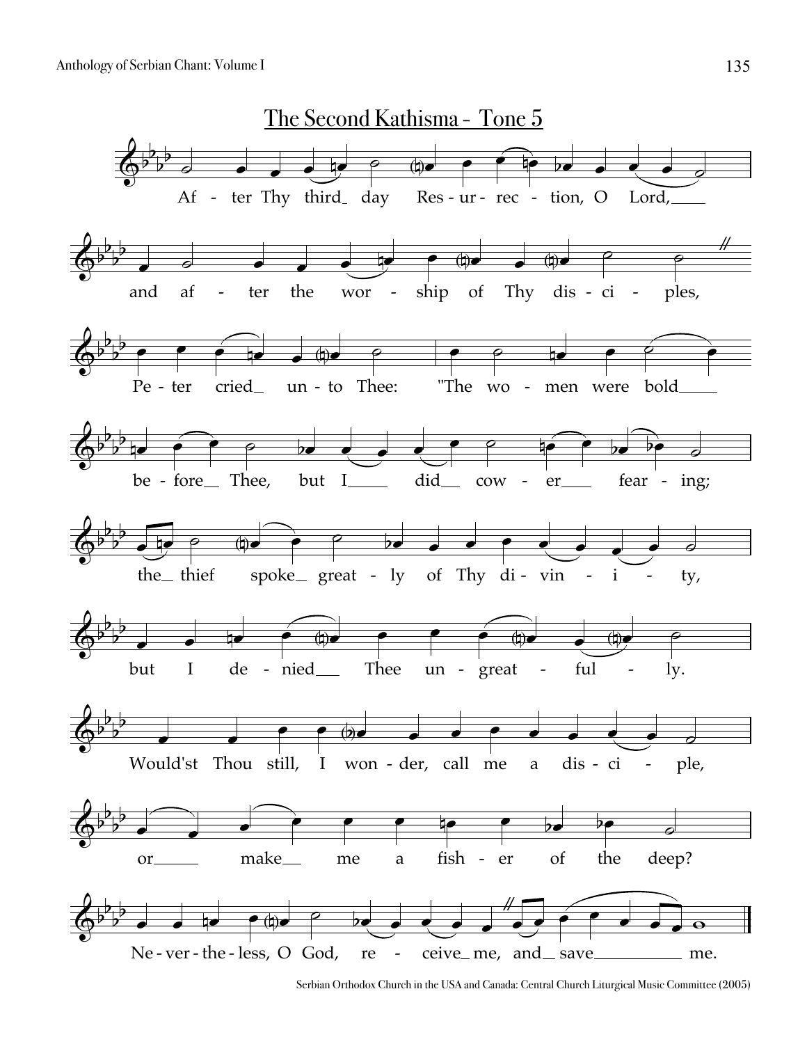# The Second Kathisma - Tone 5

After Thy third day Resurrection, O Lord, and after the worship of Thy disciples, Peter cried unto Thee: "The women were bold before Thee, but I did cower fearing; the thief spoke greatly of Thy divinity, but I denied Thee ungreatfully. Would'st Thou still, I wonder, call me a disciple, or make me a fisher of the deep? Nevertheless, O God, receive me, and save me.

Serbian Orthodox Church in the USA and Canada: Central Church Liturgical Music Committee (2005)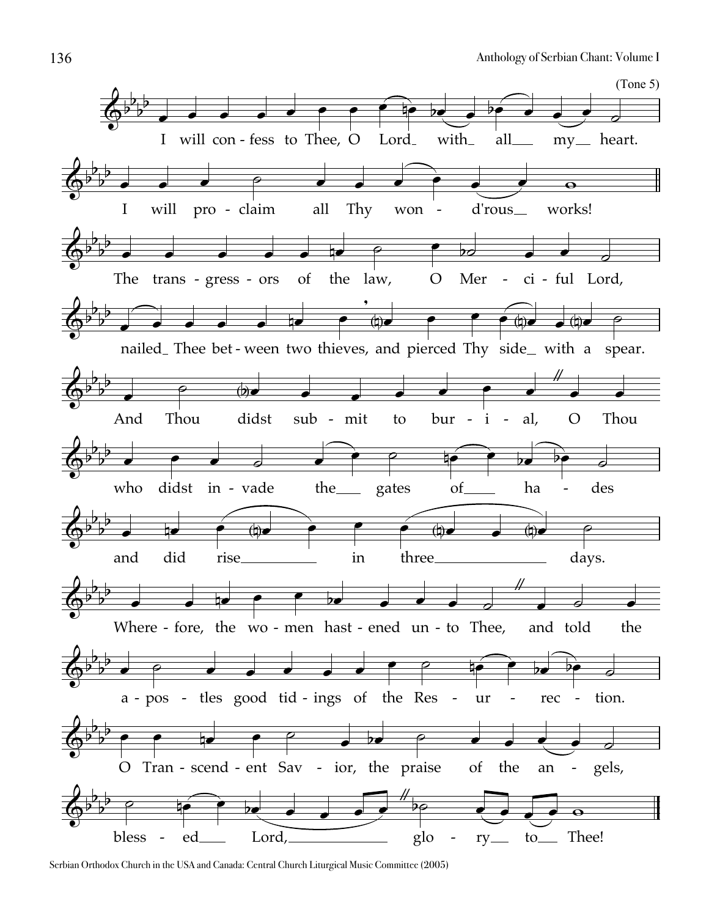(Tone 5)

I will confess to Thee, O Lord with all my heart.

I will proclaim all Thy won - d'rous works!

The trans - gress - ors of the law, O Mer - ci - ful Lord,

nailed Thee bet - ween two thieves, and pierced Thy side with a spear.

And Thou didst sub - mit to bur - i - al, O Thou

who didst in - vade the gates of ha - des

and did rise in three days.

Where - fore, the wo - men hast - ened un - to Thee, and told the

a - pos - tles good tid - ings of the Res - ur - rec - tion.

O Tran - scend - ent Sav - ior, the praise of the an - gels,

bless - ed Lord, glo - ry to Thee!

Serbian Orthodox Church in the USA and Canada: Central Church Liturgical Music Committee (2005)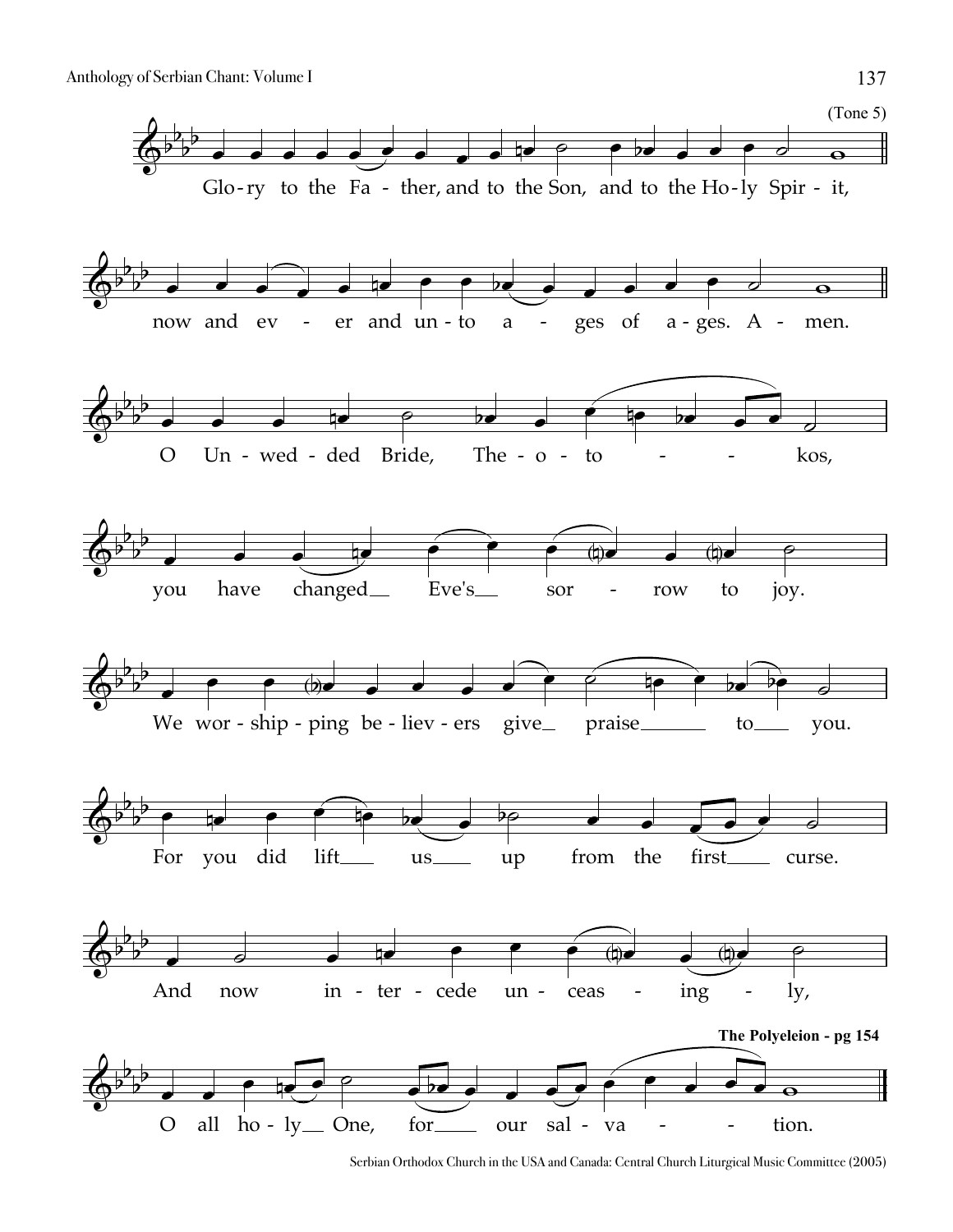(Tone 5)

Glo-ry to the Fa - ther, and to the Son, and to the Ho-ly Spir - it,

now and ev - er and un-to a - ges of a-ges. A - men.

O Un-wed-ded Bride, The-o-to - - kos,

you have changed Eve's sor - row to joy.

We wor-ship-ping be-liev-ers give praise to you.

For you did lift us up from the first curse.

And now in-ter-cede un-ceas - ing - ly,

O all ho-ly One, for our sal-va - - tion.

**The Polyeleion - pg 154**

Serbian Orthodox Church in the USA and Canada: Central Church Liturgical Music Committee (2005)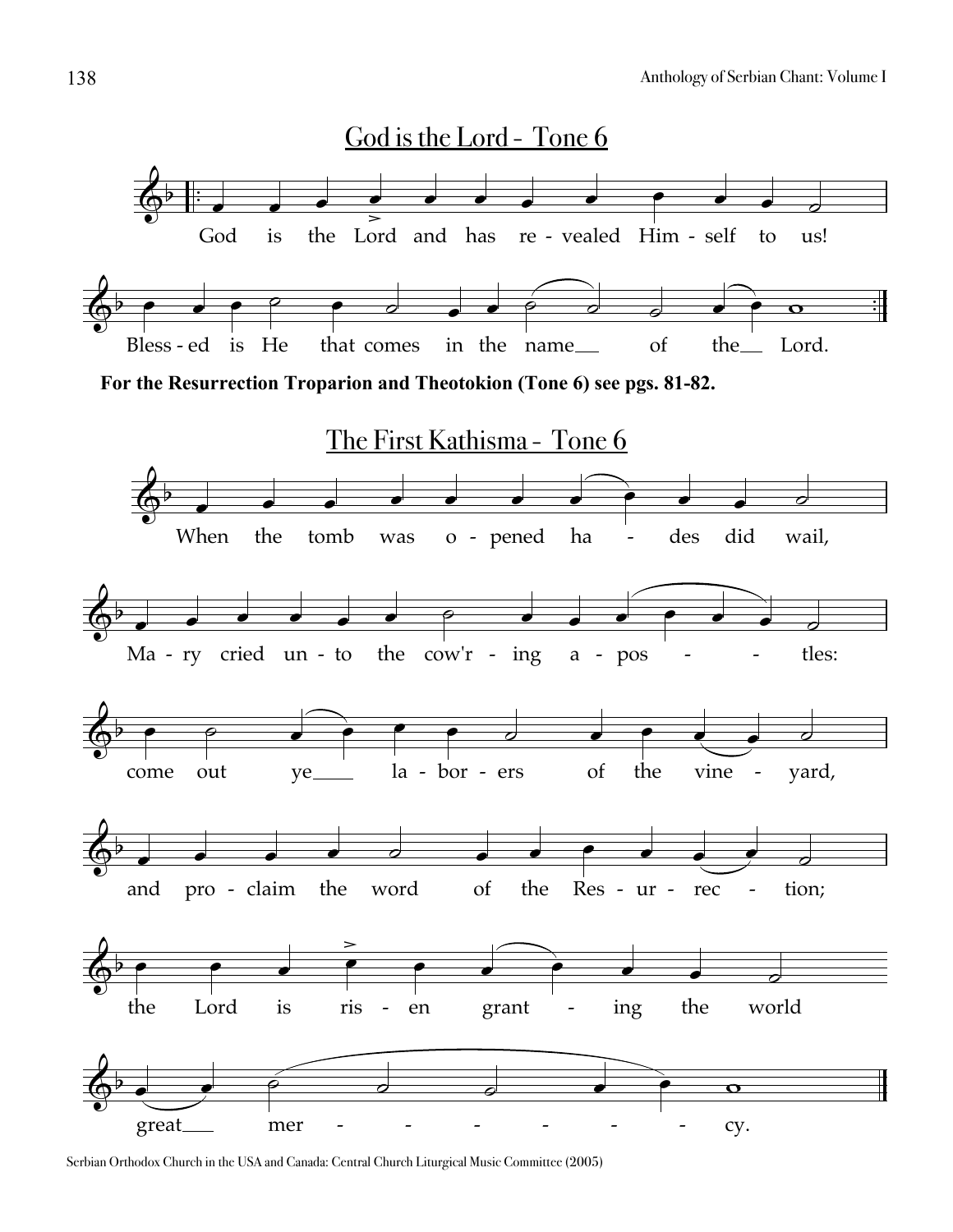## God is the Lord - Tone 6

God is the Lord and has re - vealed Him - self to us!

Bless - ed is He that comes in the name___ of the___ Lord.

**For the Resurrection Troparion and Theotokion (Tone 6) see pgs. 81-82.**

## The First Kathisma - Tone 6

When the tomb was o - pened ha - des did wail,

Ma - ry cried un - to the cow'r - ing a - pos - - tles:

come out ye___ la - bor - ers of the vine - yard,

and pro - claim the word of the Res - ur - rec - tion;

the Lord is ris - en grant - ing the world

great___ mer - - - - - - cy.

Serbian Orthodox Church in the USA and Canada: Central Church Liturgical Music Committee (2005)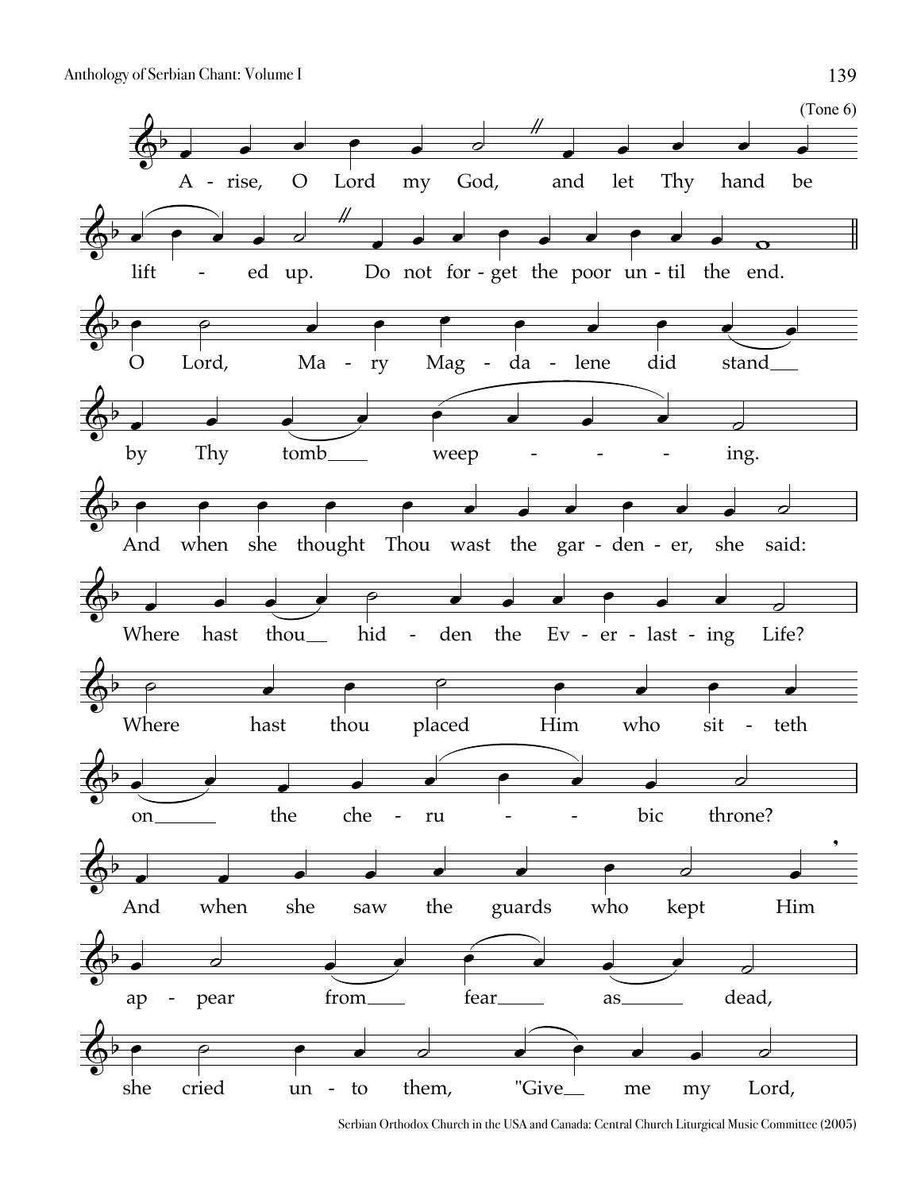(Tone 6)

A - rise, O Lord my God, and let Thy hand be lift - ed up. Do not for - get the poor un - til the end.

O Lord, Ma - ry Mag - da - lene did stand by Thy tomb weep - - - - ing.

And when she thought Thou wast the gar - den - er, she said:

Where hast thou hid - den the Ev - er - last - ing Life?

Where hast thou placed Him who sit - teth on the che - ru - - bic throne?

And when she saw the guards who kept Him ap - pear from fear as dead,

she cried un - to them, "Give me my Lord,

Serbian Orthodox Church in the USA and Canada: Central Church Liturgical Music Committee (2005)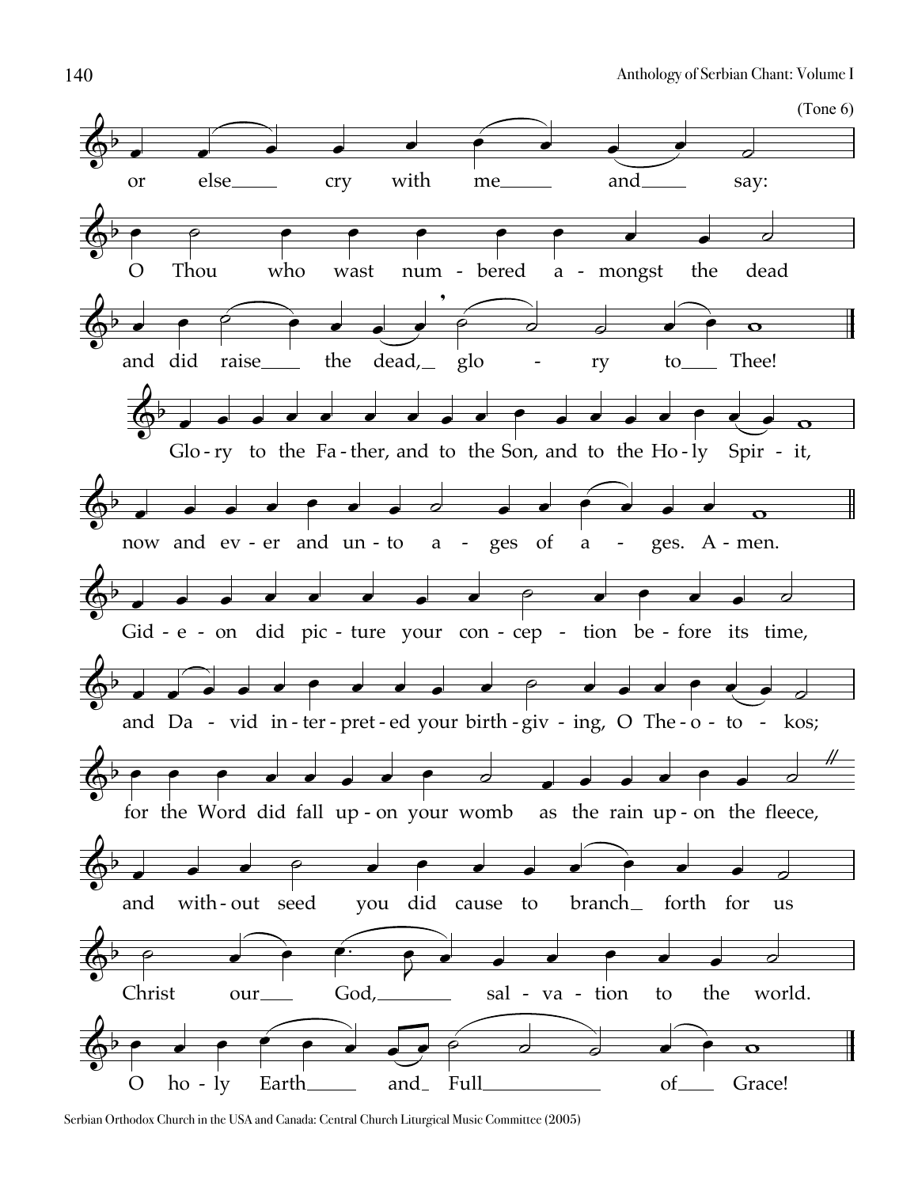(Tone 6)

or else cry with me and say:

O Thou who wast num - bered a - mongst the dead

and did raise the dead, glo - ry to Thee!

Glo - ry to the Fa - ther, and to the Son, and to the Ho - ly Spir - it,

now and ev - er and un - to a - ges of a - ges. A - men.

Gid - e - on did pic - ture your con - cep - tion be - fore its time,

and Da - vid in - ter - pret - ed your birth - giv - ing, O The - o - to - kos;

for the Word did fall up - on your womb as the rain up - on the fleece,

and with - out seed you did cause to branch forth for us

Christ our God, sal - va - tion to the world.

O ho - ly Earth and Full of Grace!

Serbian Orthodox Church in the USA and Canada: Central Church Liturgical Music Committee (2005)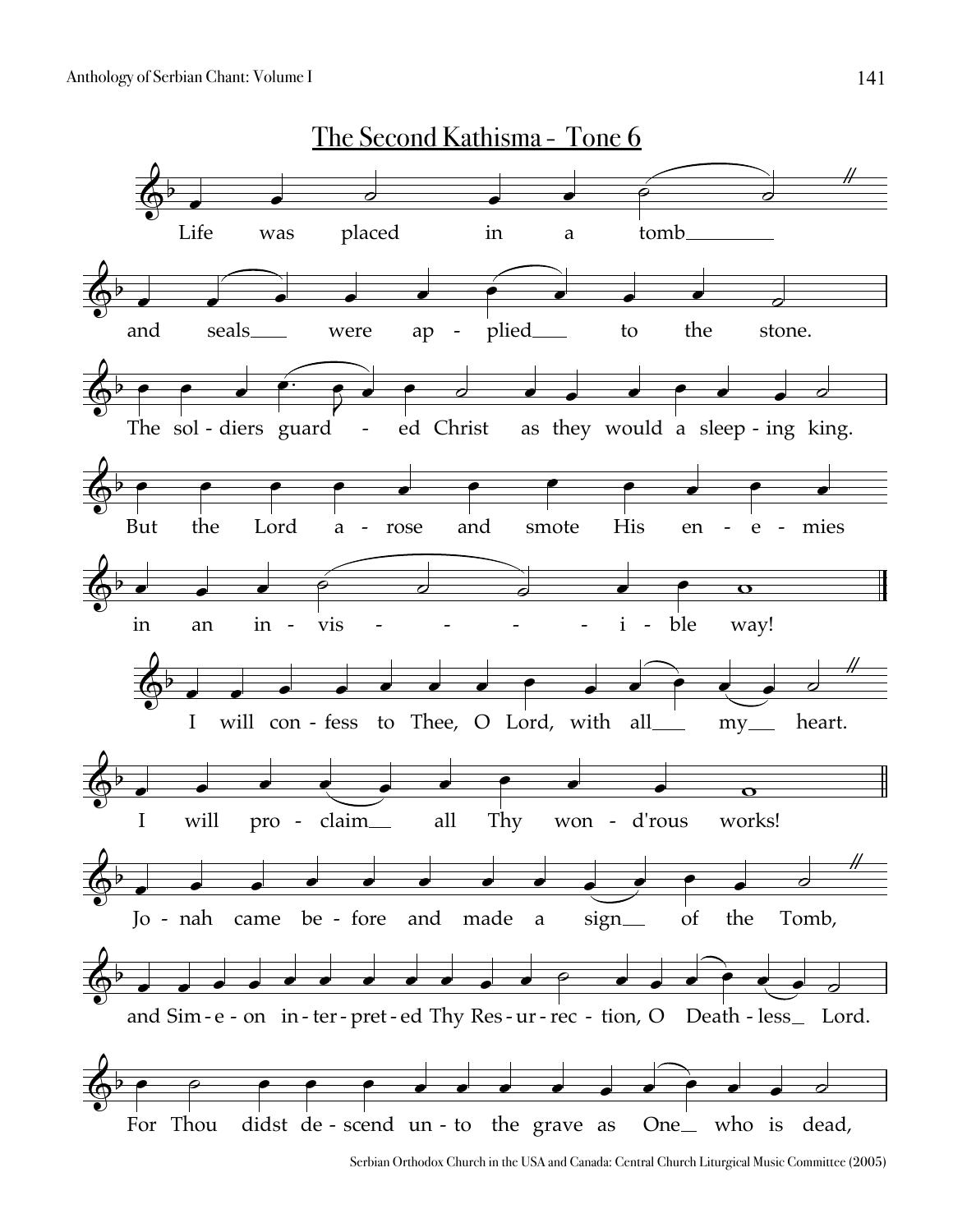## The Second Kathisma - Tone 6

Life was placed in a tomb
and seals were ap - plied to the stone.
The sol - diers guard - ed Christ as they would a sleep - ing king.
But the Lord a - rose and smote His en - e - mies
in an in - vis - i - ble way!

I will con - fess to Thee, O Lord, with all my heart.
I will pro - claim all Thy won - d'rous works!

Jo - nah came be - fore and made a sign of the Tomb,
and Sim - e - on in - ter - pret - ed Thy Res - ur - rec - tion, O Death - less Lord.
For Thou didst de - scend un - to the grave as One who is dead,

Serbian Orthodox Church in the USA and Canada: Central Church Liturgical Music Committee (2005)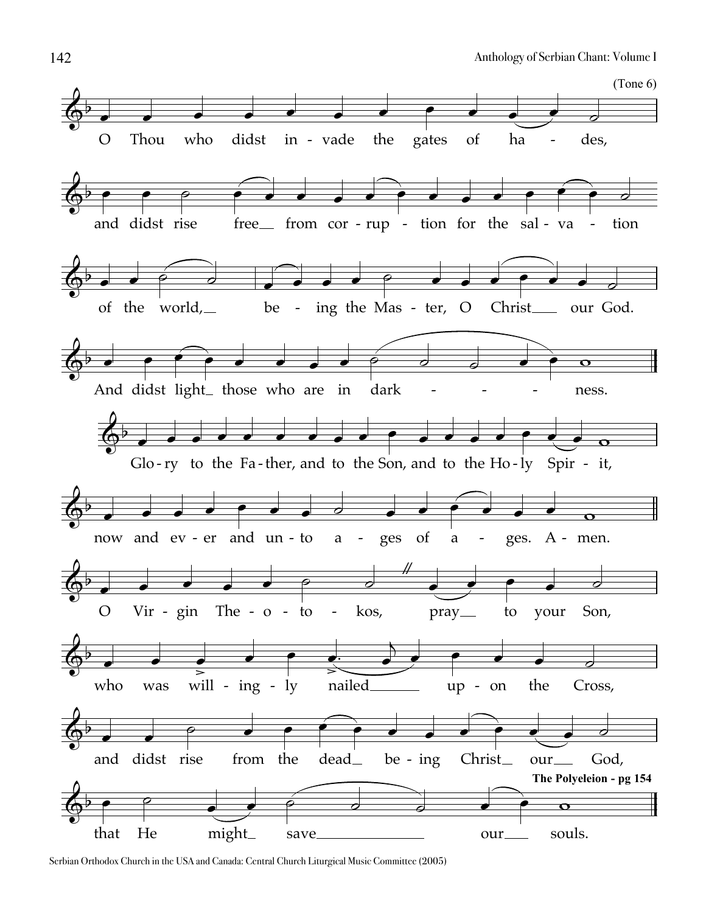(Tone 6)

O Thou who didst in - vade the gates of ha - des,

and didst rise free from cor - rup - tion for the sal - va - tion

of the world, be - ing the Mas - ter, O Christ our God.

And didst light those who are in dark - - - ness.

Glo - ry to the Fa - ther, and to the Son, and to the Ho - ly Spir - it,

now and ev - er and un - to a - ges of a - ges. A - men.

O Vir - gin The - o - to - kos, pray to your Son,

who was will - ing - ly nailed up - on the Cross,

and didst rise from the dead be - ing Christ our God,

**The Polyeleion - pg 154**

that He might save our souls.

Serbian Orthodox Church in the USA and Canada: Central Church Liturgical Music Committee (2005)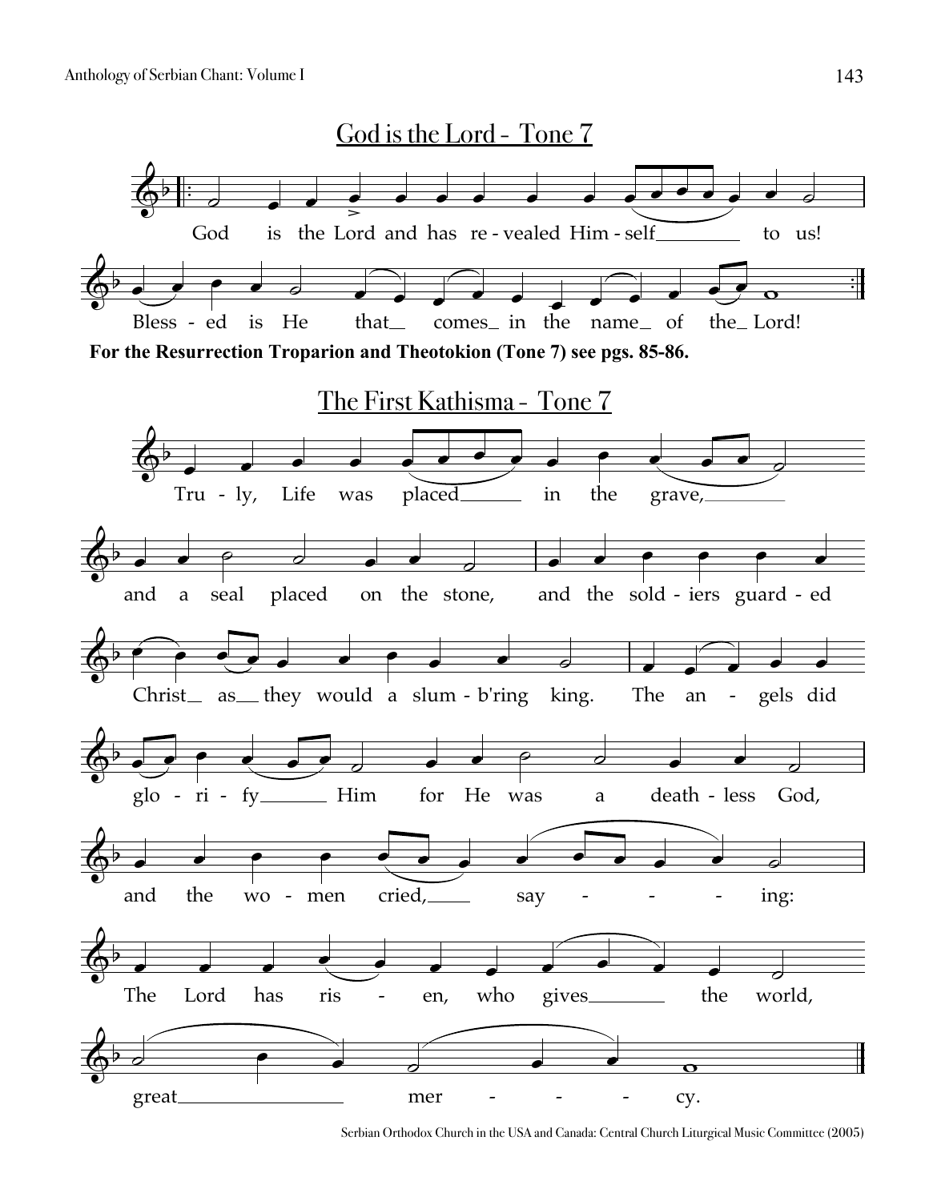## God is the Lord - Tone 7

God is the Lord and has re - vealed Him - self to us!

Bless - ed is He that comes in the name of the Lord!

**For the Resurrection Troparion and Theotokion (Tone 7) see pgs. 85-86.**

## The First Kathisma - Tone 7

Tru - ly, Life was placed in the grave,

and a seal placed on the stone, and the sold - iers guard - ed

Christ as they would a slum - b'ring king. The an - gels did

glo - ri - fy Him for He was a death - less God,

and the wo - men cried, say - - - - ing:

The Lord has ris - en, who gives the world,

great mer - - - - cy.

Serbian Orthodox Church in the USA and Canada: Central Church Liturgical Music Committee (2005)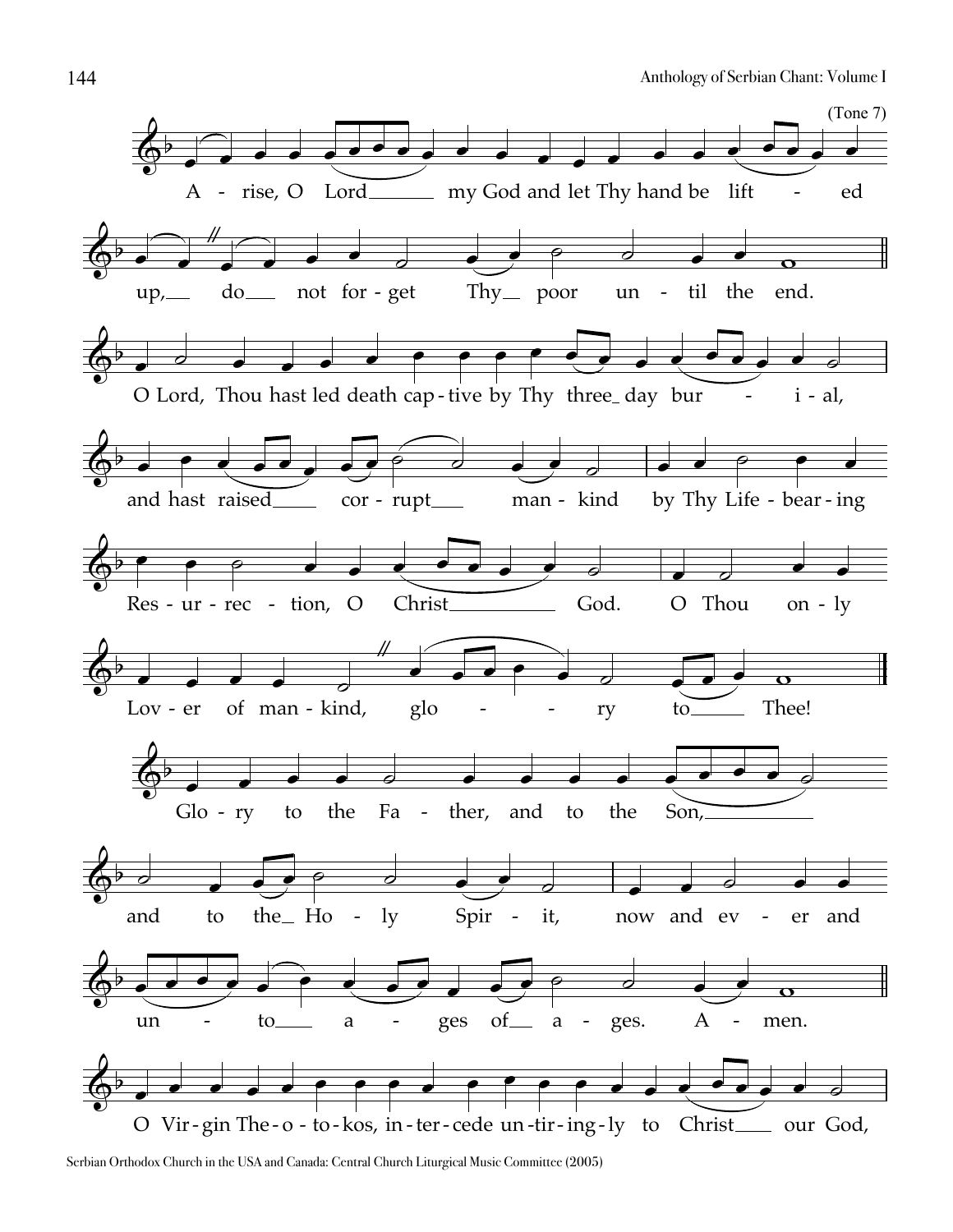(Tone 7)

A - rise, O Lord my God and let Thy hand be lift - ed up, do not for - get Thy poor un - til the end.

O Lord, Thou hast led death cap - tive by Thy three day bur - i - al, and hast raised cor - rupt man - kind by Thy Life - bear - ing Res - ur - rec - tion, O Christ God. O Thou on - ly Lov - er of man - kind, glo - ry to Thee!

Glo - ry to the Fa - ther, and to the Son, and to the Ho - ly Spir - it, now and ev - er and un - to a - ges of a - ges. A - men.

O Vir - gin The - o - to - kos, in - ter - cede un - tir - ing - ly to Christ our God,

Serbian Orthodox Church in the USA and Canada: Central Church Liturgical Music Committee (2005)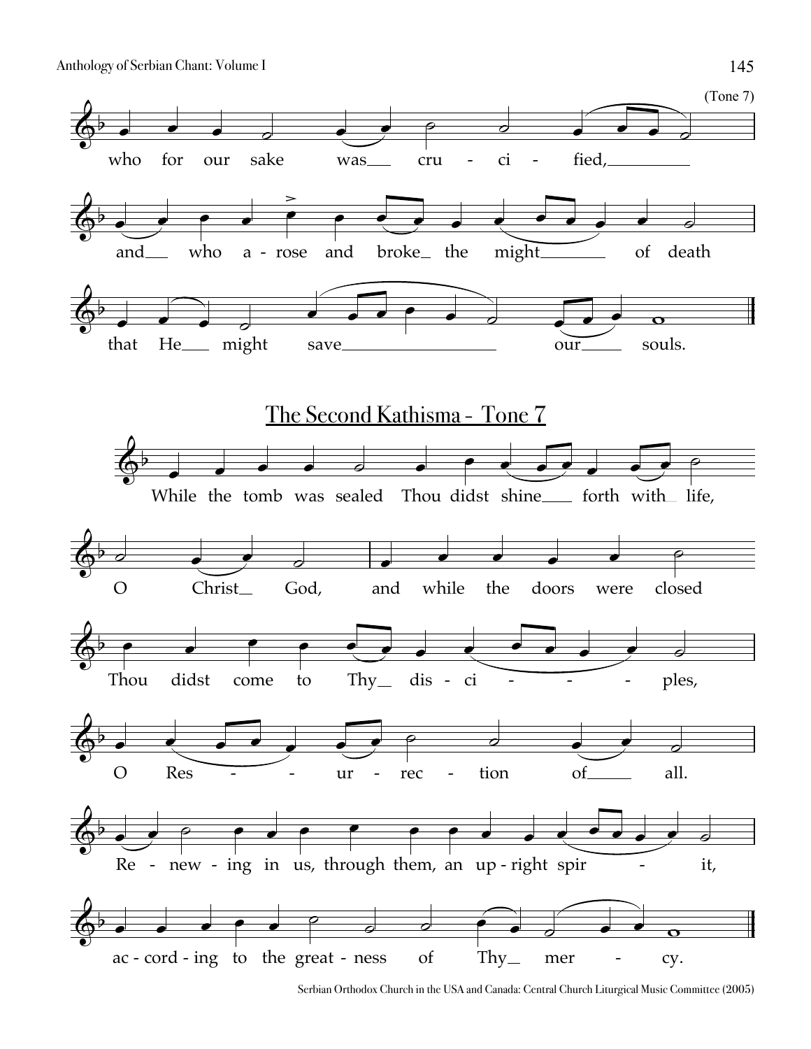(Tone 7)

who for our sake was___ cru - ci - fied,_________

and___ who a - rose and broke_ the might_______ of death

that He___ might save__________________ our_____ souls.

## The Second Kathisma - Tone 7

While the tomb was sealed Thou didst shine___ forth with_ life,

O Christ__ God, and while the doors were closed

Thou didst come to Thy__ dis - ci - - - ples,

O Res - - ur - rec - tion of_____ all.

Re - new - ing in us, through them, an up - right spir - it,

ac - cord - ing to the great - ness of Thy__ mer - cy.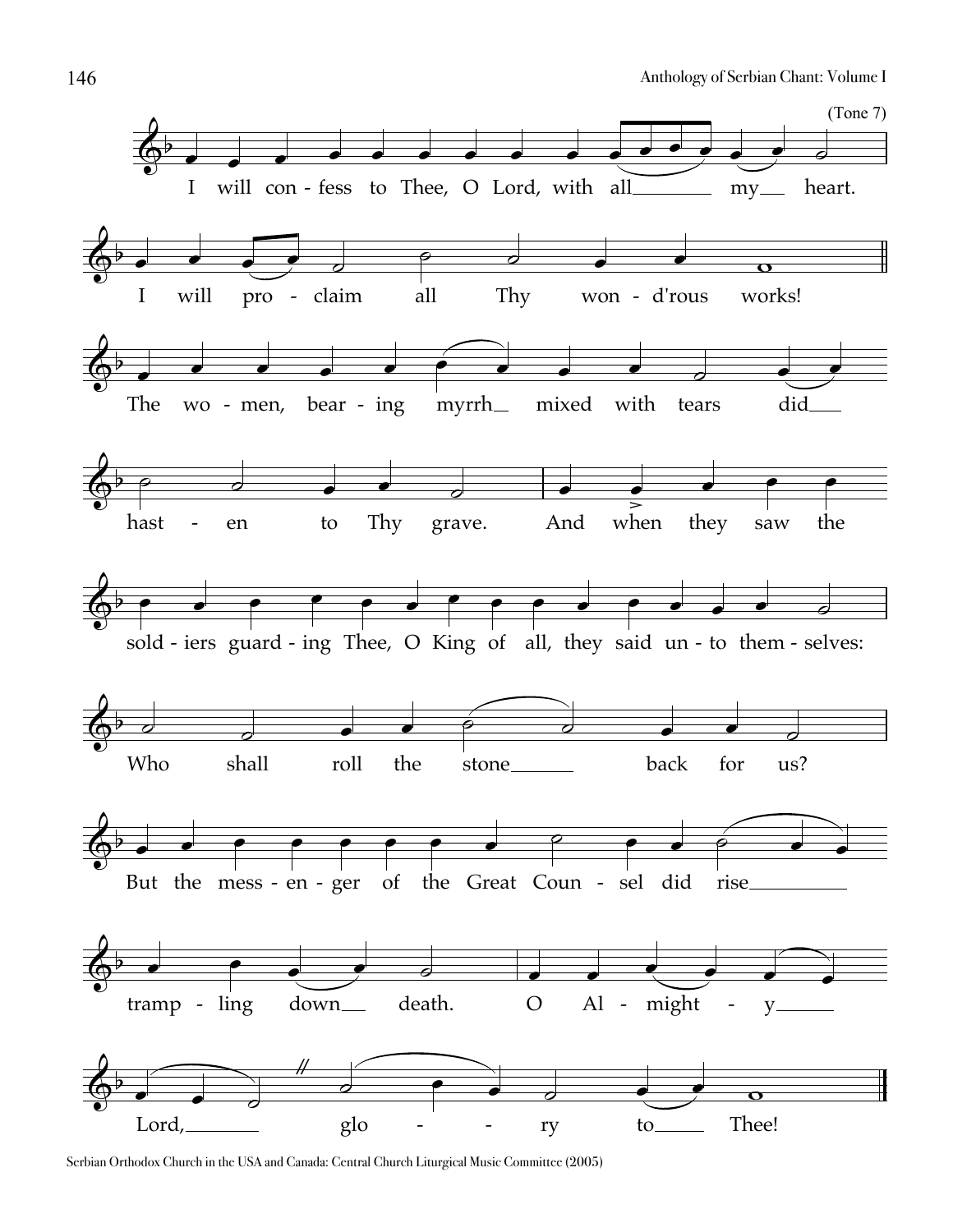(Tone 7)

I will confess to Thee, O Lord, with all my heart.

I will proclaim all Thy won-d'rous works!

The women, bearing myrrh mixed with tears did hasten to Thy grave. And when they saw the soldiers guarding Thee, O King of all, they said unto themselves:

Who shall roll the stone back for us?

But the messenger of the Great Counsel did rise trampling down death. O Almighty Lord, glory to Thee!

Serbian Orthodox Church in the USA and Canada: Central Church Liturgical Music Committee (2005)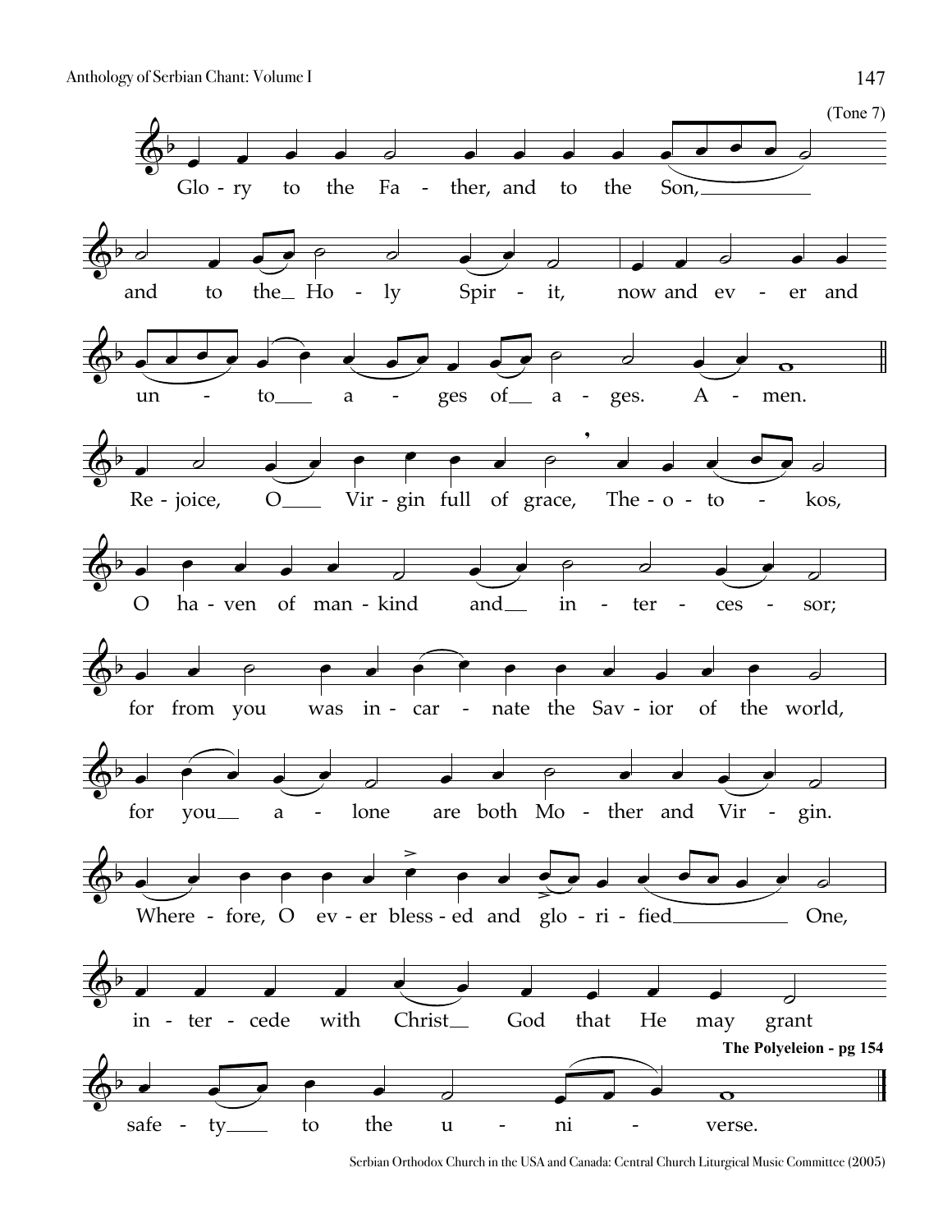(Tone 7)

Glo - ry to the Fa - ther, and to the Son,

and to the Ho - ly Spir - it, now and ev - er and

un - to a - ges of a - ges. A - men.

Re - joice, O Vir - gin full of grace, The - o - to - kos,

O ha - ven of man - kind and in - ter - ces - sor;

for from you was in - car - nate the Sav - ior of the world,

for you a - lone are both Mo - ther and Vir - gin.

Where - fore, O ev - er bless - ed and glo - ri - fied One,

in - ter - cede with Christ God that He may grant

**The Polyeleion - pg 154**

safe - ty to the u - ni - verse.

Serbian Orthodox Church in the USA and Canada: Central Church Liturgical Music Committee (2005)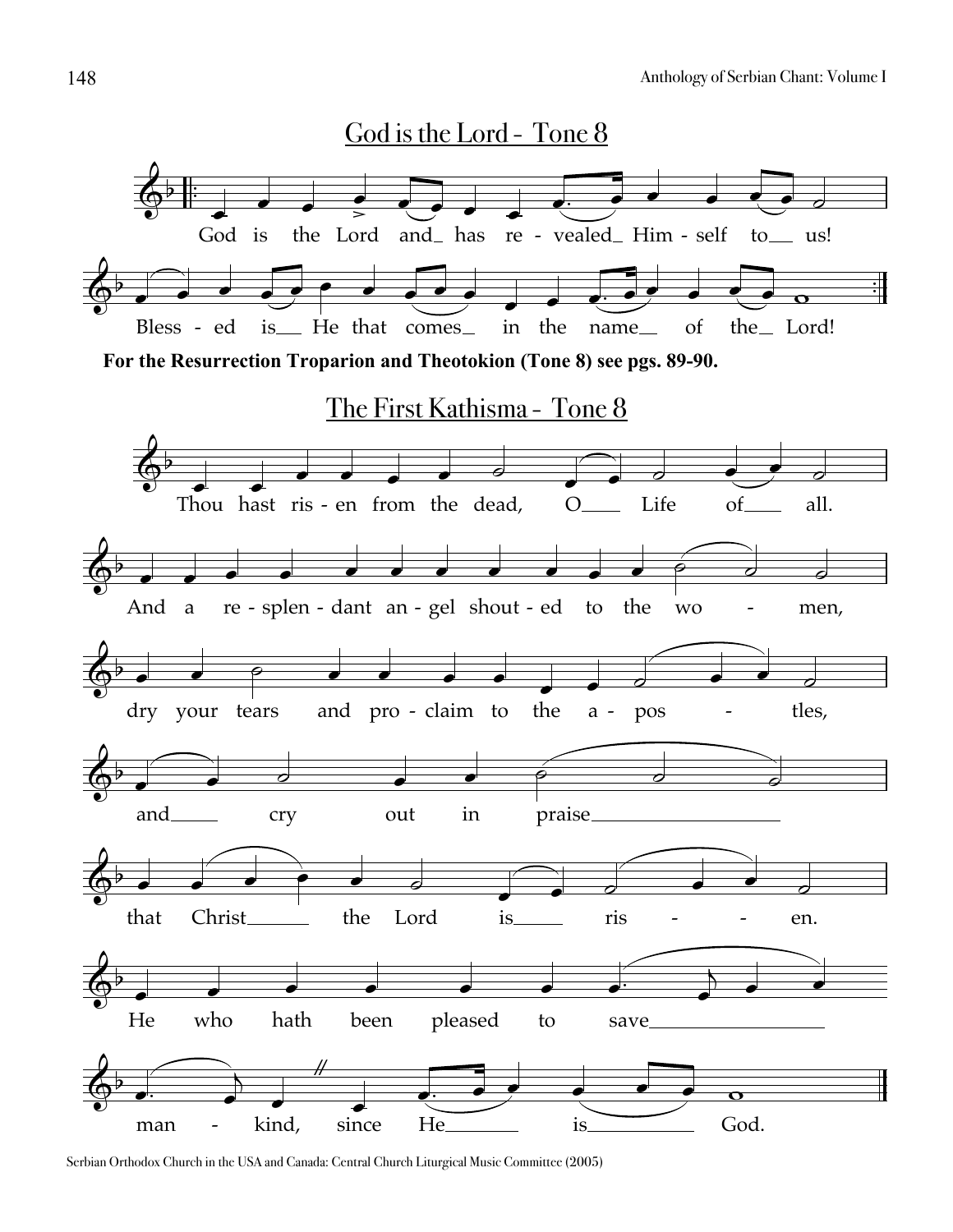## God is the Lord - Tone 8

God is the Lord and_ has re - vealed_ Him - self to__ us!

Bless - ed is__ He that comes_ in the name__ of the_ Lord!

**For the Resurrection Troparion and Theotokion (Tone 8) see pgs. 89-90.**

## The First Kathisma - Tone 8

Thou hast ris - en from the dead, O___ Life of___ all.

And a re - splen - dant an - gel shout - ed to the wo - men,

dry your tears and pro - claim to the a - pos - tles,

and____ cry out in praise__________________

that Christ______ the Lord is_____ ris - - en.

He who hath been pleased to save__________________

man - kind, since He_______ is__________ God.

Serbian Orthodox Church in the USA and Canada: Central Church Liturgical Music Committee (2005)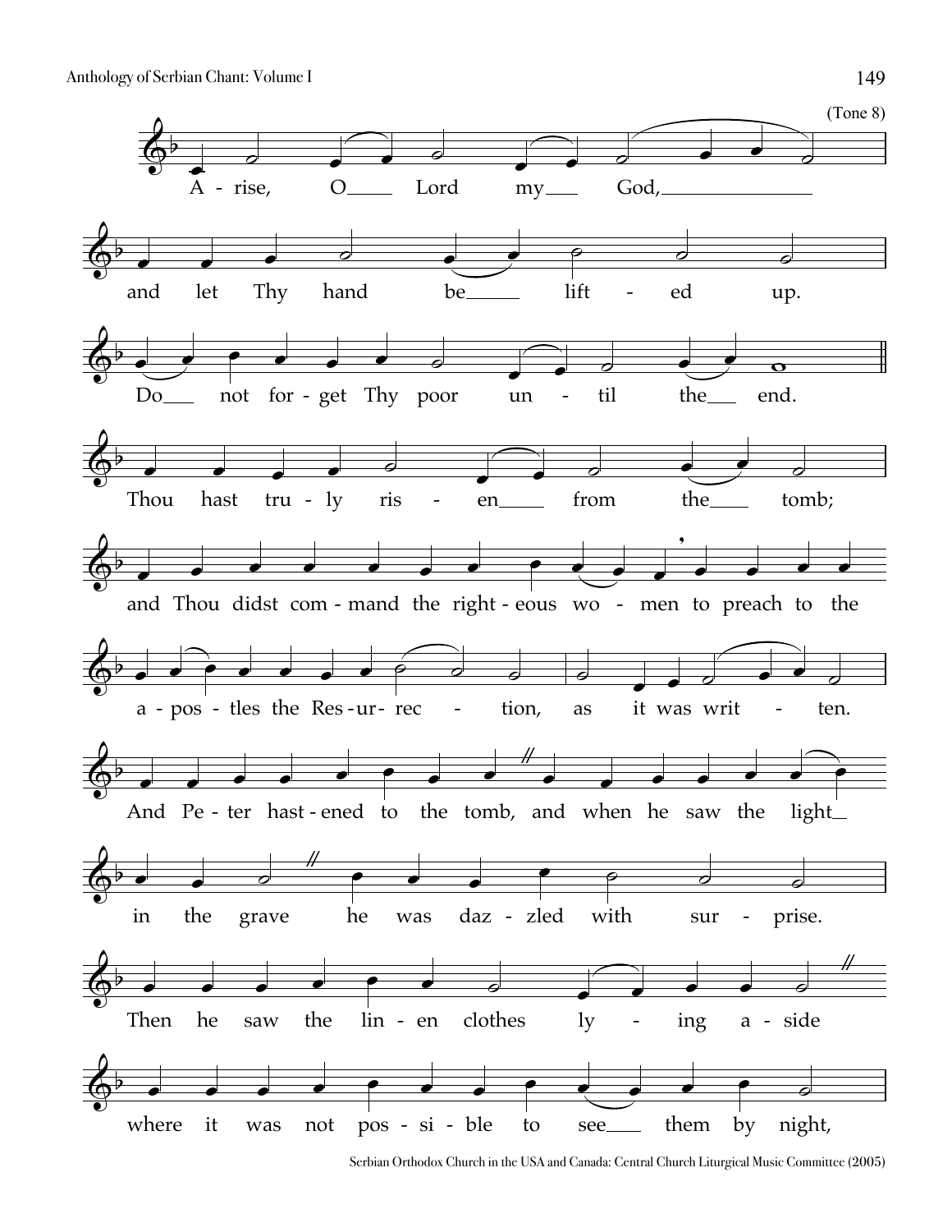(Tone 8)

A - rise, O Lord my God,

and let Thy hand be lift - ed up.

Do not for - get Thy poor un - til the end.

Thou hast tru - ly ris - en from the tomb;

and Thou didst com - mand the right - eous wo - men to preach to the

a - pos - tles the Res - ur - rec - tion, as it was writ - ten.

And Pe - ter hast - ened to the tomb, and when he saw the light

in the grave he was daz - zled with sur - prise.

Then he saw the lin - en clothes ly - ing a - side

where it was not pos - si - ble to see them by night,

Serbian Orthodox Church in the USA and Canada: Central Church Liturgical Music Committee (2005)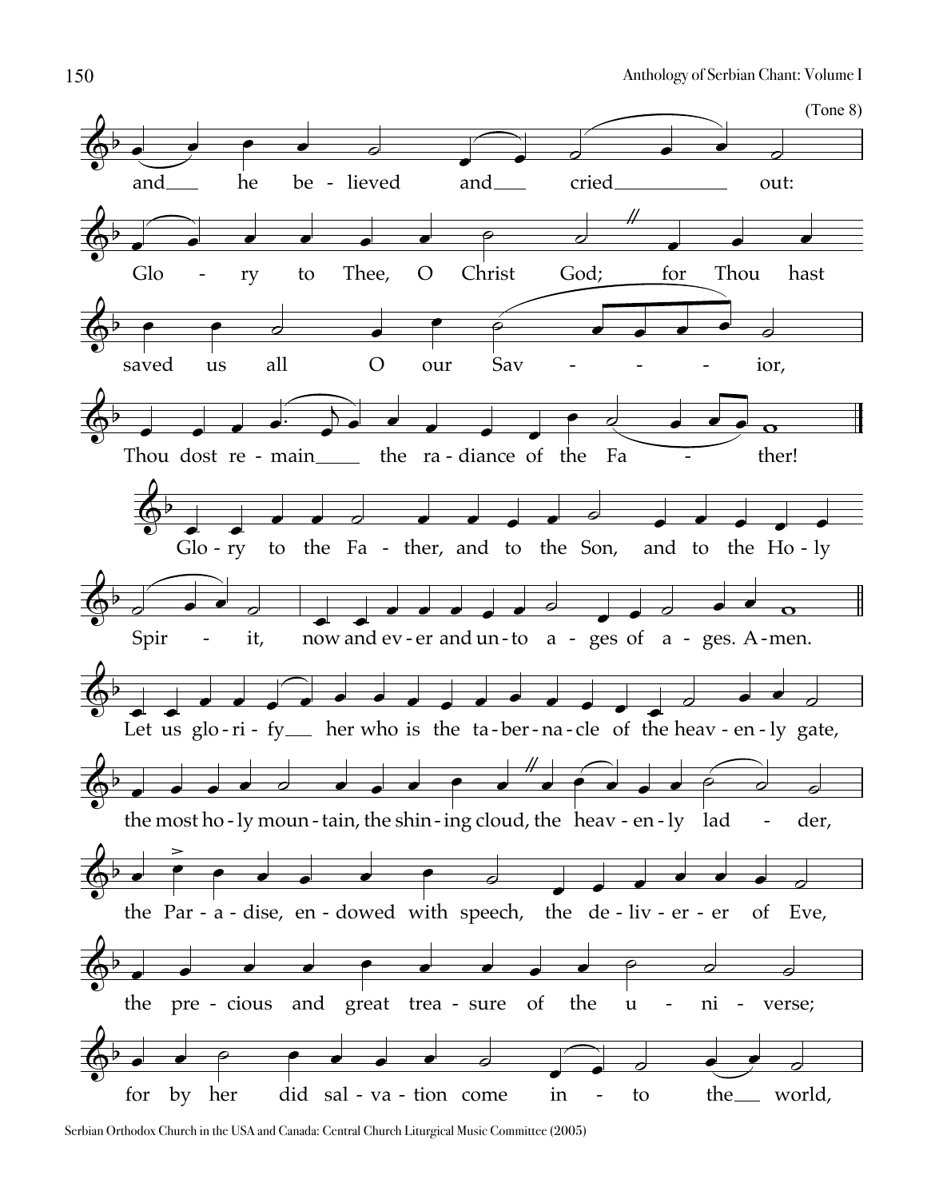(Tone 8)

and he be - lieved and cried out:

Glo - ry to Thee, O Christ God; for Thou hast

saved us all O our Sav - - - - ior,

Thou dost re - main the ra - diance of the Fa - ther!

Glo - ry to the Fa - ther, and to the Son, and to the Ho - ly

Spir - it, now and ev - er and un - to a - ges of a - ges. A - men.

Let us glo - ri - fy her who is the ta - ber - na - cle of the heav - en - ly gate,

the most ho - ly moun - tain, the shin - ing cloud, the heav - en - ly lad - der,

the Par - a - dise, en - dowed with speech, the de - liv - er - er of Eve,

the pre - cious and great trea - sure of the u - ni - verse;

for by her did sal - va - tion come in - to the world,

Serbian Orthodox Church in the USA and Canada: Central Church Liturgical Music Committee (2005)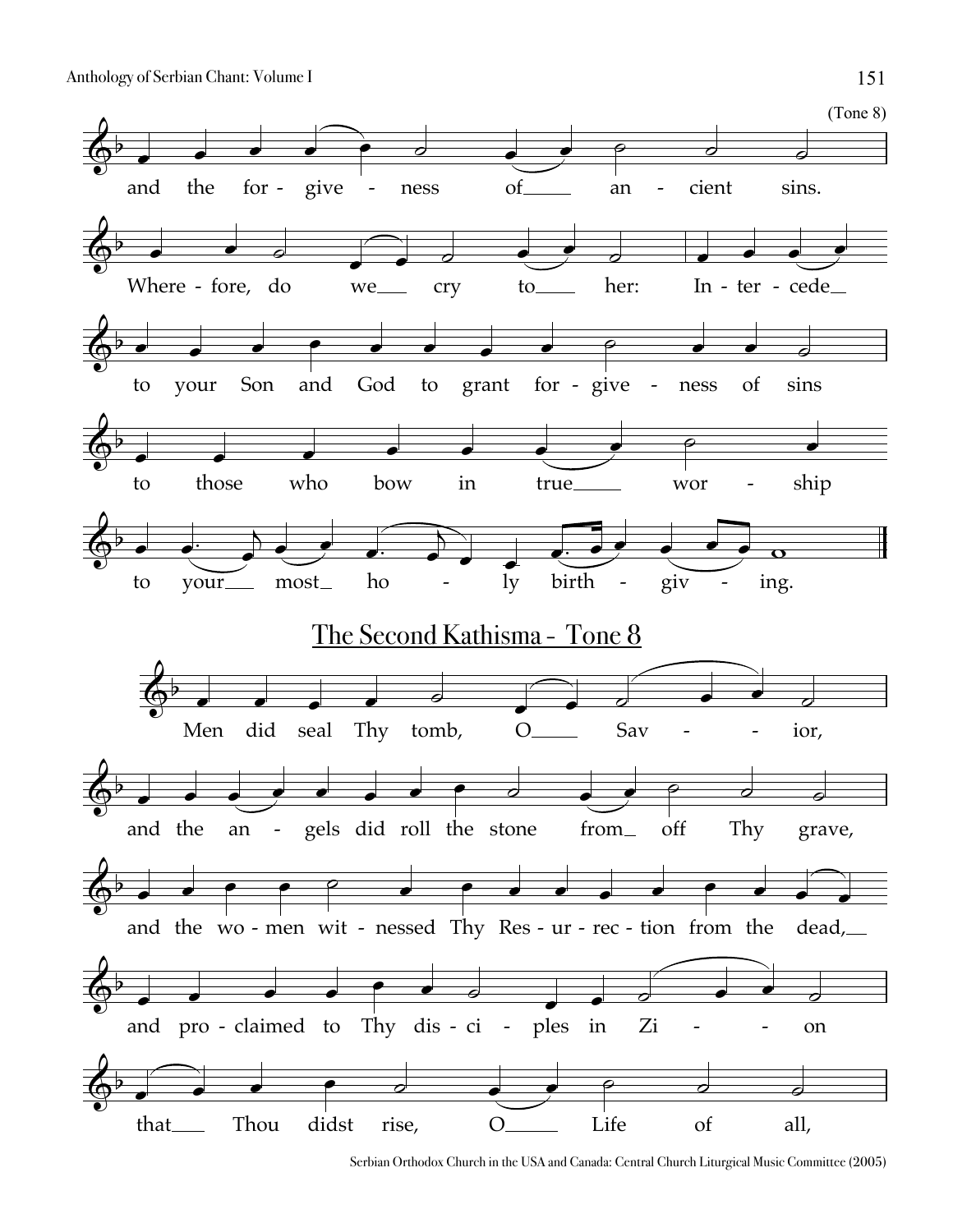(Tone 8)

and the for-give-ness of ancient sins.

Wherefore, do we cry to her: Intercede to your Son and God to grant for-give-ness of sins to those who bow in true worship to your most holy birth-giving.

## The Second Kathisma - Tone 8

Men did seal Thy tomb, O Saviour, and the angels did roll the stone from off Thy grave, and the women witnessed Thy Resurrection from the dead, and proclaimed to Thy disciples in Zion that Thou didst rise, O Life of all,

Serbian Orthodox Church in the USA and Canada: Central Church Liturgical Music Committee (2005)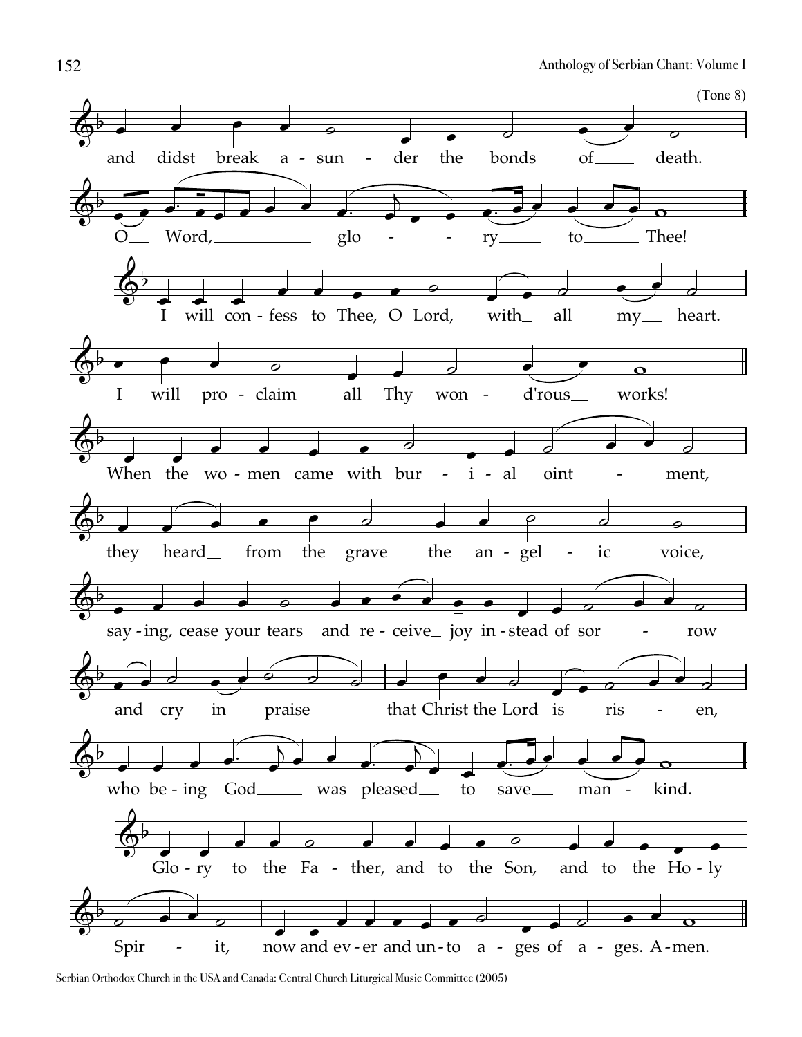(Tone 8)

and didst break a - sun - der the bonds of death.

O Word, glo - - ry to Thee!

I will con - fess to Thee, O Lord, with all my heart.

I will pro - claim all Thy won - d'rous works!

When the wo - men came with bur - i - al oint - ment,

they heard from the grave the an - gel - ic voice,

say - ing, cease your tears and re - ceive joy in - stead of sor - row

and cry in praise that Christ the Lord is ris - en,

who be - ing God was pleased to save man - kind.

Glo - ry to the Fa - ther, and to the Son, and to the Ho - ly

Spir - it, now and ev - er and un - to a - ges of a - ges. A - men.

Serbian Orthodox Church in the USA and Canada: Central Church Liturgical Music Committee (2005)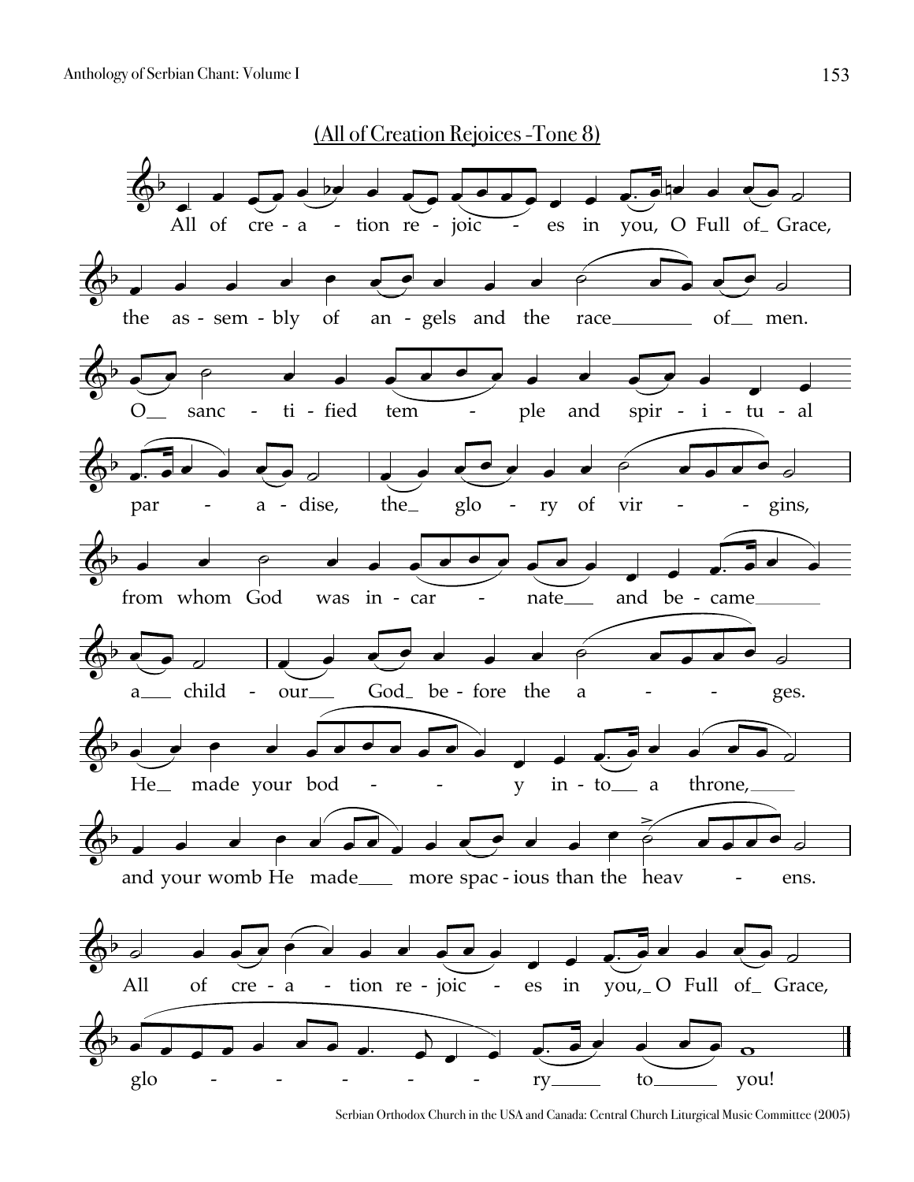(All of Creation Rejoices -Tone 8)

All of cre - a - tion re - joic - es in you, O Full of Grace,

the as - sem - bly of an - gels and the race of men.

O sanc - ti - fied tem - ple and spir - i - tu - al

par - a - dise, the glo - ry of vir - gins,

from whom God was in - car - nate and be - came

a child - our God before the a - - ges.

He made your bod - - y in - to a throne,

and your womb He made more spac - ious than the heav - ens.

All of cre - a - tion re - joic - es in you, O Full of Grace,

glo - - - - - - ry to you!

Serbian Orthodox Church in the USA and Canada: Central Church Liturgical Music Committee (2005)